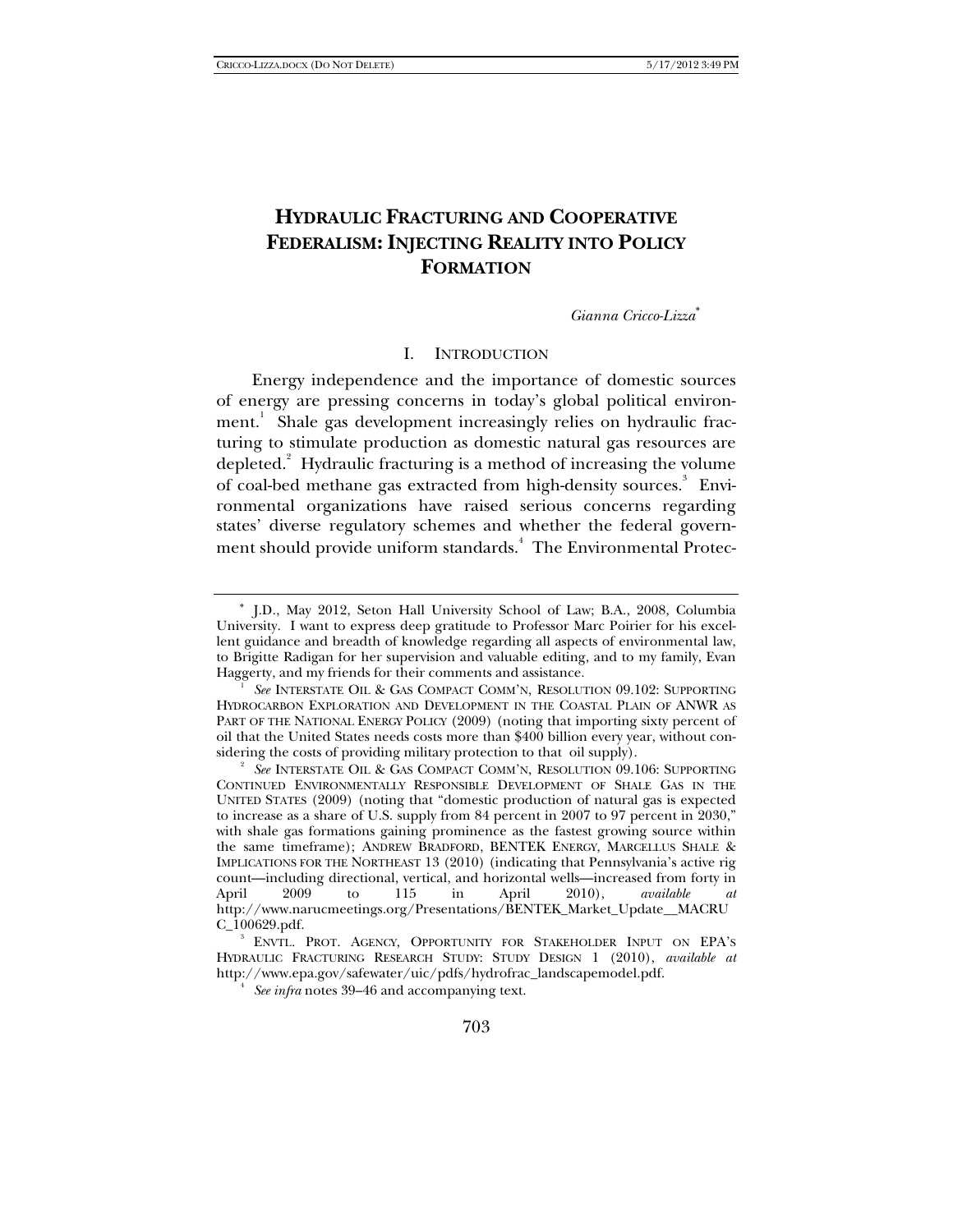# HYDRAULIC FRACTURING AND COOPERATIVE FEDERALISM: INJECTING REALITY INTO POLICY FORMATION

*Gianna Cricco-Lizza*[*]

## I. INTRODUCTION

Energy independence and the importance of domestic sources of energy are pressing concerns in today's global political environment.[1] Shale gas development increasingly relies on hydraulic fracturing to stimulate production as domestic natural gas resources are depleted.[2] Hydraulic fracturing is a method of increasing the volume of coal-bed methane gas extracted from high-density sources.[3] Environmental organizations have raised serious concerns regarding states' diverse regulatory schemes and whether the federal government should provide uniform standards.[4] The Environmental Protec-

---

[*] J.D., May 2012, Seton Hall University School of Law; B.A., 2008, Columbia University. I want to express deep gratitude to Professor Marc Poirier for his excellent guidance and breadth of knowledge regarding all aspects of environmental law, to Brigitte Radigan for her supervision and valuable editing, and to my family, Evan Haggerty, and my friends for their comments and assistance.

[1] *See* INTERSTATE OIL & GAS COMPACT COMM'N, RESOLUTION 09.102: SUPPORTING HYDROCARBON EXPLORATION AND DEVELOPMENT IN THE COASTAL PLAIN OF ANWR AS PART OF THE NATIONAL ENERGY POLICY (2009) (noting that importing sixty percent of oil that the United States needs costs more than $400 billion every year, without considering the costs of providing military protection to that oil supply).

[2] *See* INTERSTATE OIL & GAS COMPACT COMM'N, RESOLUTION 09.106: SUPPORTING CONTINUED ENVIRONMENTALLY RESPONSIBLE DEVELOPMENT OF SHALE GAS IN THE UNITED STATES (2009) (noting that "domestic production of natural gas is expected to increase as a share of U.S. supply from 84 percent in 2007 to 97 percent in 2030," with shale gas formations gaining prominence as the fastest growing source within the same timeframe); ANDREW BRADFORD, BENTEK ENERGY, MARCELLUS SHALE & IMPLICATIONS FOR THE NORTHEAST 13 (2010) (indicating that Pennsylvania's active rig count—including directional, vertical, and horizontal wells—increased from forty in April 2009 to 115 in April 2010), *available at* http://www.narucmeetings.org/Presentations/BENTEK_Market_Update__MACRUC_100629.pdf.

[3] ENVTL. PROT. AGENCY, OPPORTUNITY FOR STAKEHOLDER INPUT ON EPA'S HYDRAULIC FRACTURING RESEARCH STUDY: STUDY DESIGN 1 (2010), *available at* http://www.epa.gov/safewater/uic/pdfs/hydrofrac_landscapemodel.pdf.

[4] *See infra* notes 39–46 and accompanying text.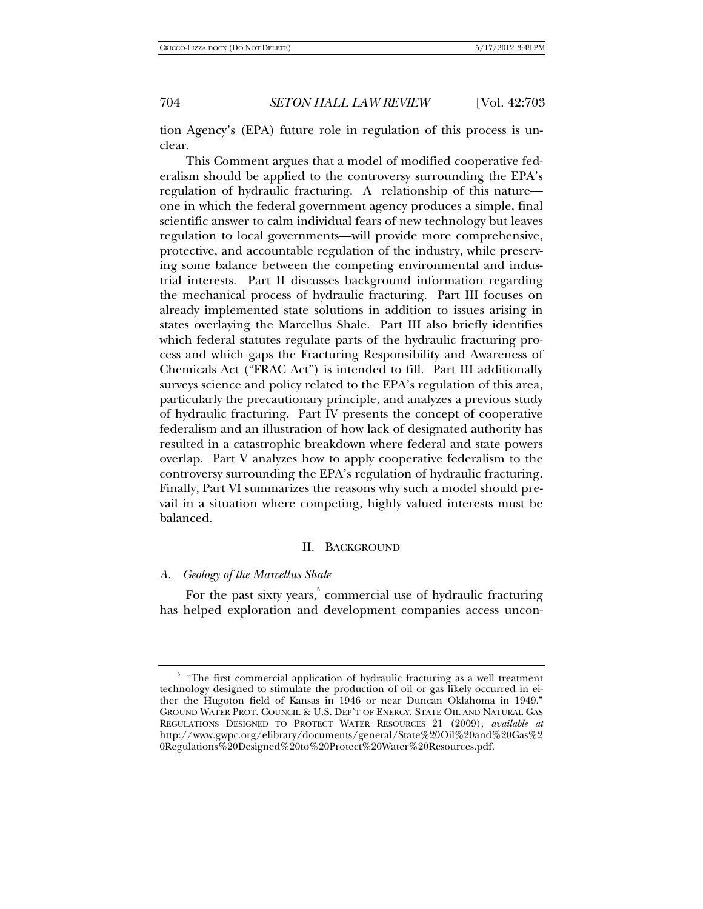tion Agency's (EPA) future role in regulation of this process is unclear.

This Comment argues that a model of modified cooperative federalism should be applied to the controversy surrounding the EPA's regulation of hydraulic fracturing. A relationship of this nature—one in which the federal government agency produces a simple, final scientific answer to calm individual fears of new technology but leaves regulation to local governments—will provide more comprehensive, protective, and accountable regulation of the industry, while preserving some balance between the competing environmental and industrial interests. Part II discusses background information regarding the mechanical process of hydraulic fracturing. Part III focuses on already implemented state solutions in addition to issues arising in states overlaying the Marcellus Shale. Part III also briefly identifies which federal statutes regulate parts of the hydraulic fracturing process and which gaps the Fracturing Responsibility and Awareness of Chemicals Act ("FRAC Act") is intended to fill. Part III additionally surveys science and policy related to the EPA's regulation of this area, particularly the precautionary principle, and analyzes a previous study of hydraulic fracturing. Part IV presents the concept of cooperative federalism and an illustration of how lack of designated authority has resulted in a catastrophic breakdown where federal and state powers overlap. Part V analyzes how to apply cooperative federalism to the controversy surrounding the EPA's regulation of hydraulic fracturing. Finally, Part VI summarizes the reasons why such a model should prevail in a situation where competing, highly valued interests must be balanced.

## II. Background

### A. *Geology of the Marcellus Shale*

For the past sixty years,[5] commercial use of hydraulic fracturing has helped exploration and development companies access uncon-

---

[5] "The first commercial application of hydraulic fracturing as a well treatment technology designed to stimulate the production of oil or gas likely occurred in either the Hugoton field of Kansas in 1946 or near Duncan Oklahoma in 1949." GROUND WATER PROT. COUNCIL & U.S. DEP'T OF ENERGY, STATE OIL AND NATURAL GAS REGULATIONS DESIGNED TO PROTECT WATER RESOURCES 21 (2009), *available at* http://www.gwpc.org/elibrary/documents/general/State%20Oil%20and%20Gas%20Regulations%20Designed%20to%20Protect%20Water%20Resources.pdf.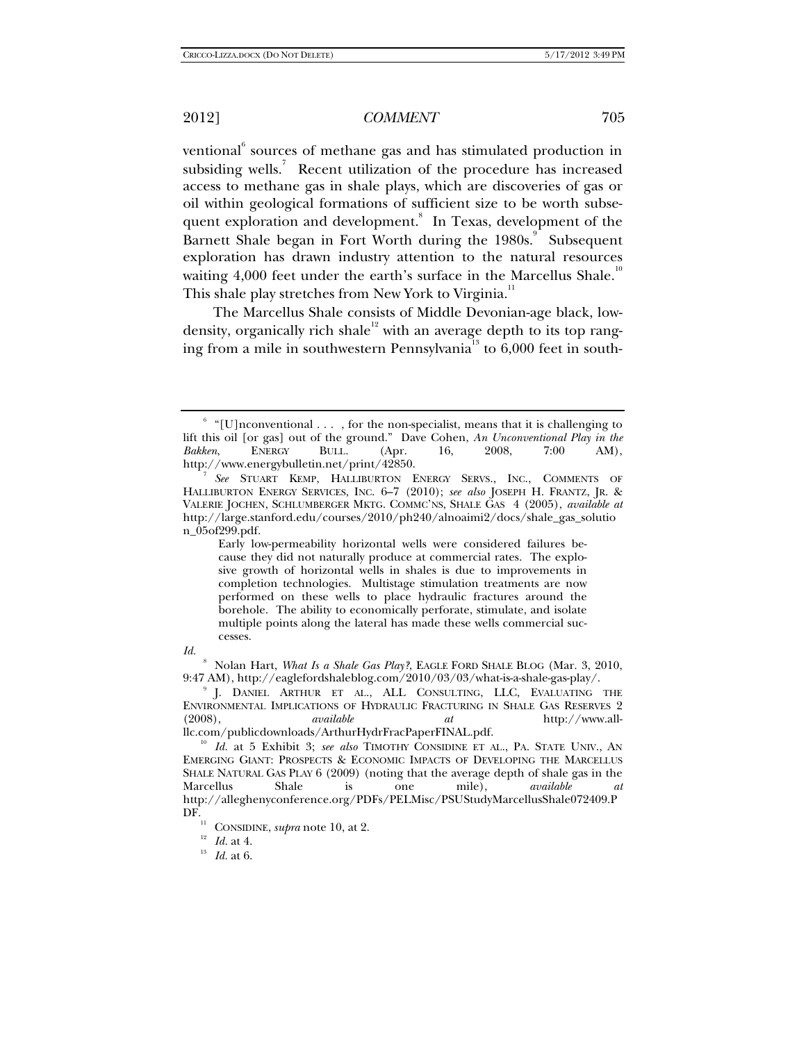ventional[6] sources of methane gas and has stimulated production in subsiding wells.[7] Recent utilization of the procedure has increased access to methane gas in shale plays, which are discoveries of gas or oil within geological formations of sufficient size to be worth subsequent exploration and development.[8] In Texas, development of the Barnett Shale began in Fort Worth during the 1980s.[9] Subsequent exploration has drawn industry attention to the natural resources waiting 4,000 feet under the earth's surface in the Marcellus Shale.[10] This shale play stretches from New York to Virginia.[11]

The Marcellus Shale consists of Middle Devonian-age black, low-density, organically rich shale[12] with an average depth to its top ranging from a mile in southwestern Pennsylvania[13] to 6,000 feet in south-

---

[6] "[U]nconventional . . . , for the non-specialist, means that it is challenging to lift this oil [or gas] out of the ground." Dave Cohen, *An Unconventional Play in the Bakken*, ENERGY BULL. (Apr. 16, 2008, 7:00 AM), http://www.energybulletin.net/print/42850.

[7] *See* STUART KEMP, HALLIBURTON ENERGY SERVS., INC., COMMENTS OF HALLIBURTON ENERGY SERVICES, INC. 6–7 (2010); *see also* JOSEPH H. FRANTZ, JR. & VALERIE JOCHEN, SCHLUMBERGER MKTG. COMMC'NS, SHALE GAS 4 (2005), *available at* http://large.stanford.edu/courses/2010/ph240/alnoaimi2/docs/shale_gas_solution_05of299.pdf.

> Early low-permeability horizontal wells were considered failures because they did not naturally produce at commercial rates. The explosive growth of horizontal wells in shales is due to improvements in completion technologies. Multistage stimulation treatments are now performed on these wells to place hydraulic fractures around the borehole. The ability to economically perforate, stimulate, and isolate multiple points along the lateral has made these wells commercial successes.

*Id.*

[8] Nolan Hart, *What Is a Shale Gas Play?*, EAGLE FORD SHALE BLOG (Mar. 3, 2010, 9:47 AM), http://eaglefordshaleblog.com/2010/03/03/what-is-a-shale-gas-play/.

[9] J. DANIEL ARTHUR ET AL., ALL CONSULTING, LLC, EVALUATING THE ENVIRONMENTAL IMPLICATIONS OF HYDRAULIC FRACTURING IN SHALE GAS RESERVES 2 (2008), *available at* http://www.all-llc.com/publicdownloads/ArthurHydrFracPaperFINAL.pdf.

[10] *Id.* at 5 Exhibit 3; *see also* TIMOTHY CONSIDINE ET AL., PA. STATE UNIV., AN EMERGING GIANT: PROSPECTS & ECONOMIC IMPACTS OF DEVELOPING THE MARCELLUS SHALE NATURAL GAS PLAY 6 (2009) (noting that the average depth of shale gas in the Marcellus Shale is one mile), *available at* http://alleghenyconference.org/PDFs/PELMisc/PSUStudyMarcellusShale072409.PDF.

[11] CONSIDINE, *supra* note 10, at 2.

[12] *Id.* at 4.

[13] *Id.* at 6.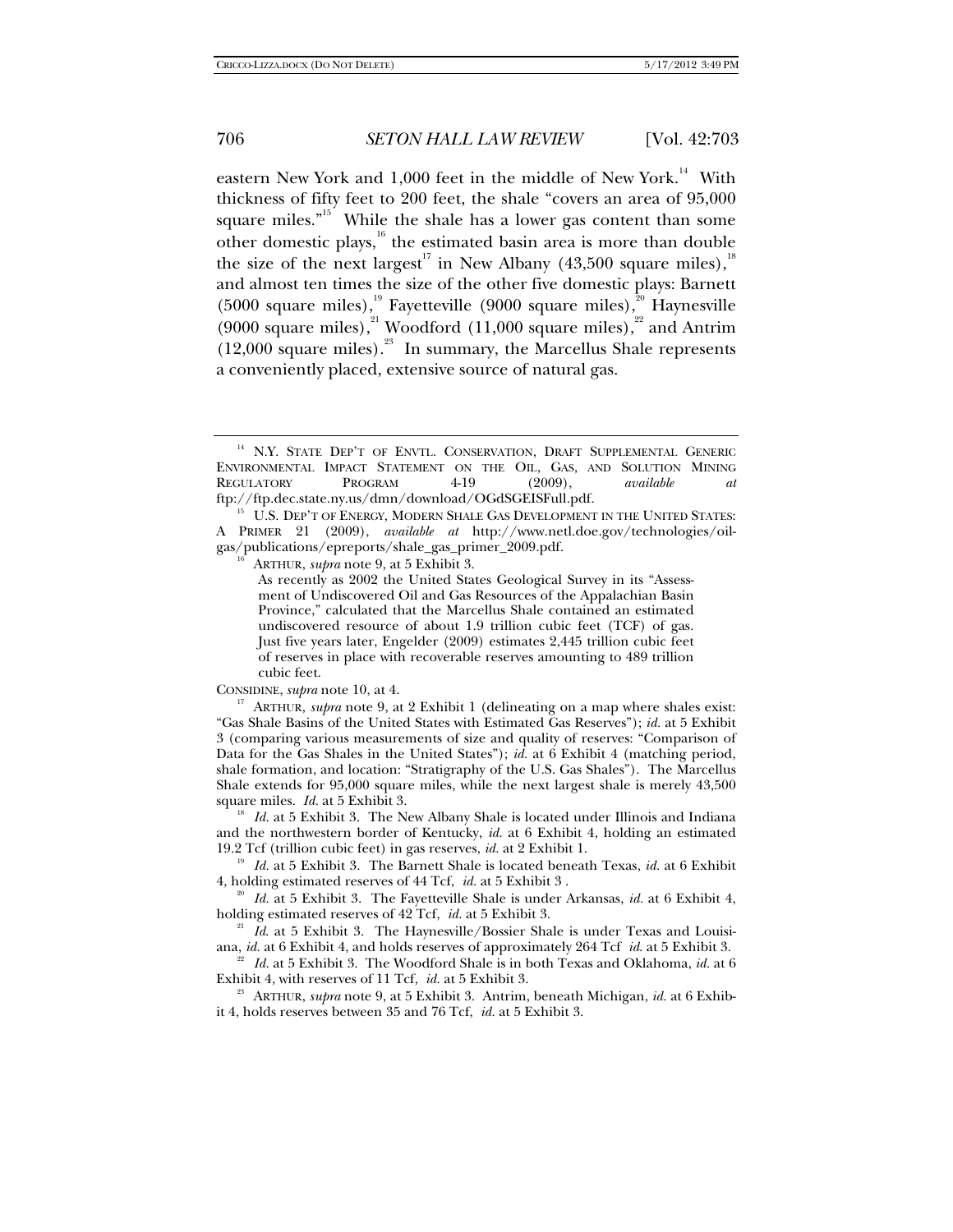eastern New York and 1,000 feet in the middle of New York.[14] With thickness of fifty feet to 200 feet, the shale "covers an area of 95,000 square miles."[15] While the shale has a lower gas content than some other domestic plays,[16] the estimated basin area is more than double the size of the next largest[17] in New Albany (43,500 square miles),[18] and almost ten times the size of the other five domestic plays: Barnett (5000 square miles),[19] Fayetteville (9000 square miles),[20] Haynesville (9000 square miles),[21] Woodford (11,000 square miles),[22] and Antrim (12,000 square miles).[23] In summary, the Marcellus Shale represents a conveniently placed, extensive source of natural gas.

---

[14] N.Y. STATE DEP'T OF ENVTL. CONSERVATION, DRAFT SUPPLEMENTAL GENERIC ENVIRONMENTAL IMPACT STATEMENT ON THE OIL, GAS, AND SOLUTION MINING REGULATORY PROGRAM 4-19 (2009), *available at* ftp://ftp.dec.state.ny.us/dmn/download/OGdSGEISFull.pdf.

[15] U.S. DEP'T OF ENERGY, MODERN SHALE GAS DEVELOPMENT IN THE UNITED STATES: A PRIMER 21 (2009), *available at* http://www.netl.doe.gov/technologies/oil-gas/publications/epreports/shale_gas_primer_2009.pdf.

[16] ARTHUR, *supra* note 9, at 5 Exhibit 3.

> As recently as 2002 the United States Geological Survey in its "Assessment of Undiscovered Oil and Gas Resources of the Appalachian Basin Province," calculated that the Marcellus Shale contained an estimated undiscovered resource of about 1.9 trillion cubic feet (TCF) of gas. Just five years later, Engelder (2009) estimates 2,445 trillion cubic feet of reserves in place with recoverable reserves amounting to 489 trillion cubic feet.

CONSIDINE, *supra* note 10, at 4.

[17] ARTHUR, *supra* note 9, at 2 Exhibit 1 (delineating on a map where shales exist: "Gas Shale Basins of the United States with Estimated Gas Reserves"); *id.* at 5 Exhibit 3 (comparing various measurements of size and quality of reserves: "Comparison of Data for the Gas Shales in the United States"); *id.* at 6 Exhibit 4 (matching period, shale formation, and location: "Stratigraphy of the U.S. Gas Shales"). The Marcellus Shale extends for 95,000 square miles, while the next largest shale is merely 43,500 square miles. *Id.* at 5 Exhibit 3.

[18] *Id.* at 5 Exhibit 3. The New Albany Shale is located under Illinois and Indiana and the northwestern border of Kentucky, *id.* at 6 Exhibit 4, holding an estimated 19.2 Tcf (trillion cubic feet) in gas reserves, *id.* at 2 Exhibit 1.

[19] *Id.* at 5 Exhibit 3. The Barnett Shale is located beneath Texas, *id.* at 6 Exhibit 4, holding estimated reserves of 44 Tcf, *id.* at 5 Exhibit 3 .

[20] *Id.* at 5 Exhibit 3. The Fayetteville Shale is under Arkansas, *id.* at 6 Exhibit 4, holding estimated reserves of 42 Tcf, *id.* at 5 Exhibit 3.

[21] *Id.* at 5 Exhibit 3. The Haynesville/Bossier Shale is under Texas and Louisiana, *id.* at 6 Exhibit 4, and holds reserves of approximately 264 Tcf *id.* at 5 Exhibit 3.

[22] *Id.* at 5 Exhibit 3. The Woodford Shale is in both Texas and Oklahoma, *id.* at 6 Exhibit 4, with reserves of 11 Tcf, *id.* at 5 Exhibit 3.

[23] ARTHUR, *supra* note 9, at 5 Exhibit 3. Antrim, beneath Michigan, *id.* at 6 Exhibit 4, holds reserves between 35 and 76 Tcf, *id.* at 5 Exhibit 3.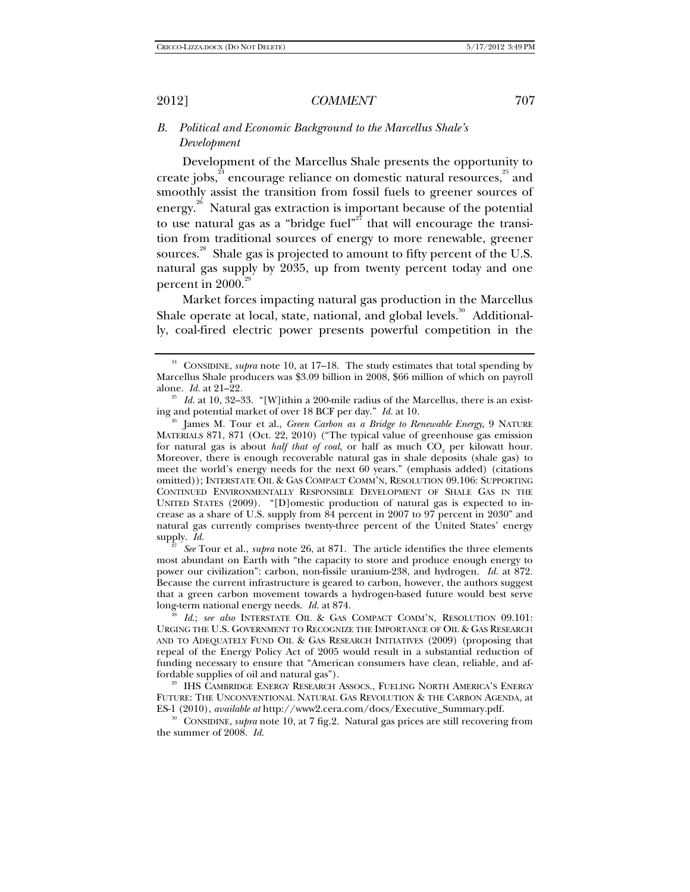### *B. Political and Economic Background to the Marcellus Shale's Development*

Development of the Marcellus Shale presents the opportunity to create jobs,[24] encourage reliance on domestic natural resources,[25] and smoothly assist the transition from fossil fuels to greener sources of energy.[26] Natural gas extraction is important because of the potential to use natural gas as a "bridge fuel"[27] that will encourage the transition from traditional sources of energy to more renewable, greener sources.[28] Shale gas is projected to amount to fifty percent of the U.S. natural gas supply by 2035, up from twenty percent today and one percent in 2000.[29]

Market forces impacting natural gas production in the Marcellus Shale operate at local, state, national, and global levels.[30] Additionally, coal-fired electric power presents powerful competition in the

---

[24] CONSIDINE, *supra* note 10, at 17–18. The study estimates that total spending by Marcellus Shale producers was $3.09 billion in 2008, $66 million of which on payroll alone. *Id.* at 21–22.

[25] *Id.* at 10, 32–33. "[W]ithin a 200-mile radius of the Marcellus, there is an existing and potential market of over 18 BCF per day." *Id.* at 10.

[26] James M. Tour et al., *Green Carbon as a Bridge to Renewable Energy*, 9 NATURE MATERIALS 871, 871 (Oct. 22, 2010) ("The typical value of greenhouse gas emission for natural gas is about *half that of coal*, or half as much $CO_2$ per kilowatt hour. Moreover, there is enough recoverable natural gas in shale deposits (shale gas) to meet the world's energy needs for the next 60 years." (emphasis added) (citations omitted)); INTERSTATE OIL & GAS COMPACT COMM'N, RESOLUTION 09.106: SUPPORTING CONTINUED ENVIRONMENTALLY RESPONSIBLE DEVELOPMENT OF SHALE GAS IN THE UNITED STATES (2009). "[D]omestic production of natural gas is expected to increase as a share of U.S. supply from 84 percent in 2007 to 97 percent in 2030" and natural gas currently comprises twenty-three percent of the United States' energy supply. *Id.*

[27] *See* Tour et al., *supra* note 26, at 871. The article identifies the three elements most abundant on Earth with "the capacity to store and produce enough energy to power our civilization": carbon, non-fissile uranium-238, and hydrogen. *Id.* at 872. Because the current infrastructure is geared to carbon, however, the authors suggest that a green carbon movement towards a hydrogen-based future would best serve long-term national energy needs. *Id.* at 874.

[28] *Id.*; *see also* INTERSTATE OIL & GAS COMPACT COMM'N, RESOLUTION 09.101: URGING THE U.S. GOVERNMENT TO RECOGNIZE THE IMPORTANCE OF OIL & GAS RESEARCH AND TO ADEQUATELY FUND OIL & GAS RESEARCH INITIATIVES (2009) (proposing that repeal of the Energy Policy Act of 2005 would result in a substantial reduction of funding necessary to ensure that "American consumers have clean, reliable, and affordable supplies of oil and natural gas").

[29] IHS CAMBRIDGE ENERGY RESEARCH ASSOCS., FUELING NORTH AMERICA'S ENERGY FUTURE: THE UNCONVENTIONAL NATURAL GAS REVOLUTION & THE CARBON AGENDA, at ES-1 (2010), *available at* http://www2.cera.com/docs/Executive_Summary.pdf.

[30] CONSIDINE, *supra* note 10, at 7 fig.2. Natural gas prices are still recovering from the summer of 2008. *Id.*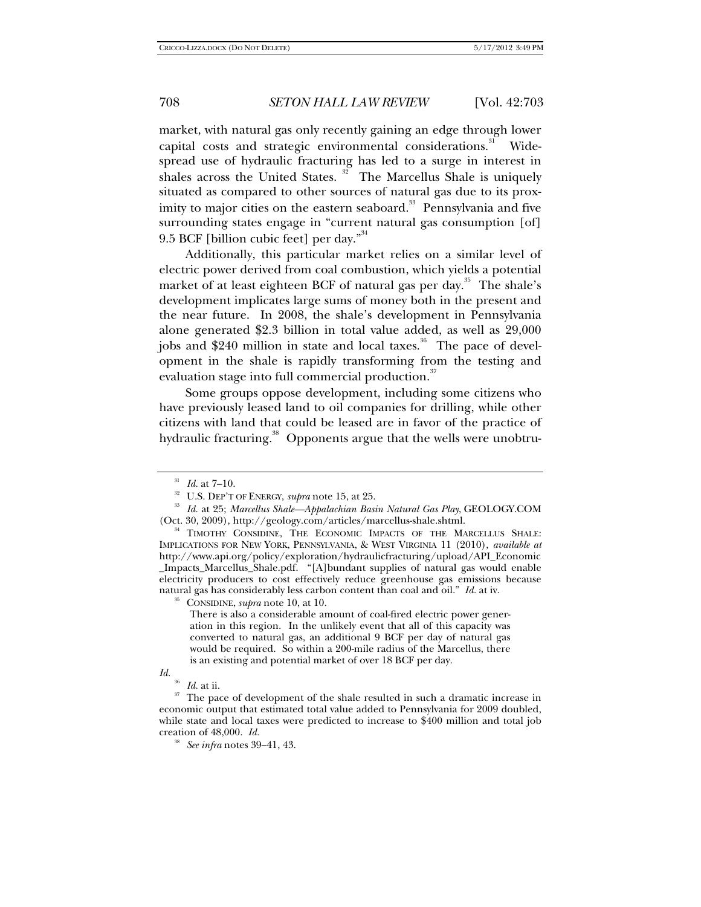market, with natural gas only recently gaining an edge through lower capital costs and strategic environmental considerations.[31] Widespread use of hydraulic fracturing has led to a surge in interest in shales across the United States.[32] The Marcellus Shale is uniquely situated as compared to other sources of natural gas due to its proximity to major cities on the eastern seaboard.[33] Pennsylvania and five surrounding states engage in "current natural gas consumption [of] 9.5 BCF [billion cubic feet] per day."[34]

Additionally, this particular market relies on a similar level of electric power derived from coal combustion, which yields a potential market of at least eighteen BCF of natural gas per day.[35] The shale's development implicates large sums of money both in the present and the near future. In 2008, the shale's development in Pennsylvania alone generated $2.3 billion in total value added, as well as 29,000 jobs and $240 million in state and local taxes.[36] The pace of development in the shale is rapidly transforming from the testing and evaluation stage into full commercial production.[37]

Some groups oppose development, including some citizens who have previously leased land to oil companies for drilling, while other citizens with land that could be leased are in favor of the practice of hydraulic fracturing.[38] Opponents argue that the wells were unobtru-

---

[31] *Id.* at 7–10.

[32] U.S. DEP'T OF ENERGY, *supra* note 15, at 25.

[33] *Id.* at 25; *Marcellus Shale—Appalachian Basin Natural Gas Play*, GEOLOGY.COM (Oct. 30, 2009), http://geology.com/articles/marcellus-shale.shtml.

[34] TIMOTHY CONSIDINE, THE ECONOMIC IMPACTS OF THE MARCELLUS SHALE: IMPLICATIONS FOR NEW YORK, PENNSYLVANIA, & WEST VIRGINIA 11 (2010), *available at* http://www.api.org/policy/exploration/hydraulicfracturing/upload/API_Economic_Impacts_Marcellus_Shale.pdf. "[A]bundant supplies of natural gas would enable electricity producers to cost effectively reduce greenhouse gas emissions because natural gas has considerably less carbon content than coal and oil." *Id.* at iv.

[35] CONSIDINE, *supra* note 10, at 10.

> There is also a considerable amount of coal-fired electric power generation in this region. In the unlikely event that all of this capacity was converted to natural gas, an additional 9 BCF per day of natural gas would be required. So within a 200-mile radius of the Marcellus, there is an existing and potential market of over 18 BCF per day.

*Id.*

[36] *Id.* at ii.

[37] The pace of development of the shale resulted in such a dramatic increase in economic output that estimated total value added to Pennsylvania for 2009 doubled, while state and local taxes were predicted to increase to $400 million and total job creation of 48,000. *Id.*

[38] *See infra* notes 39–41, 43.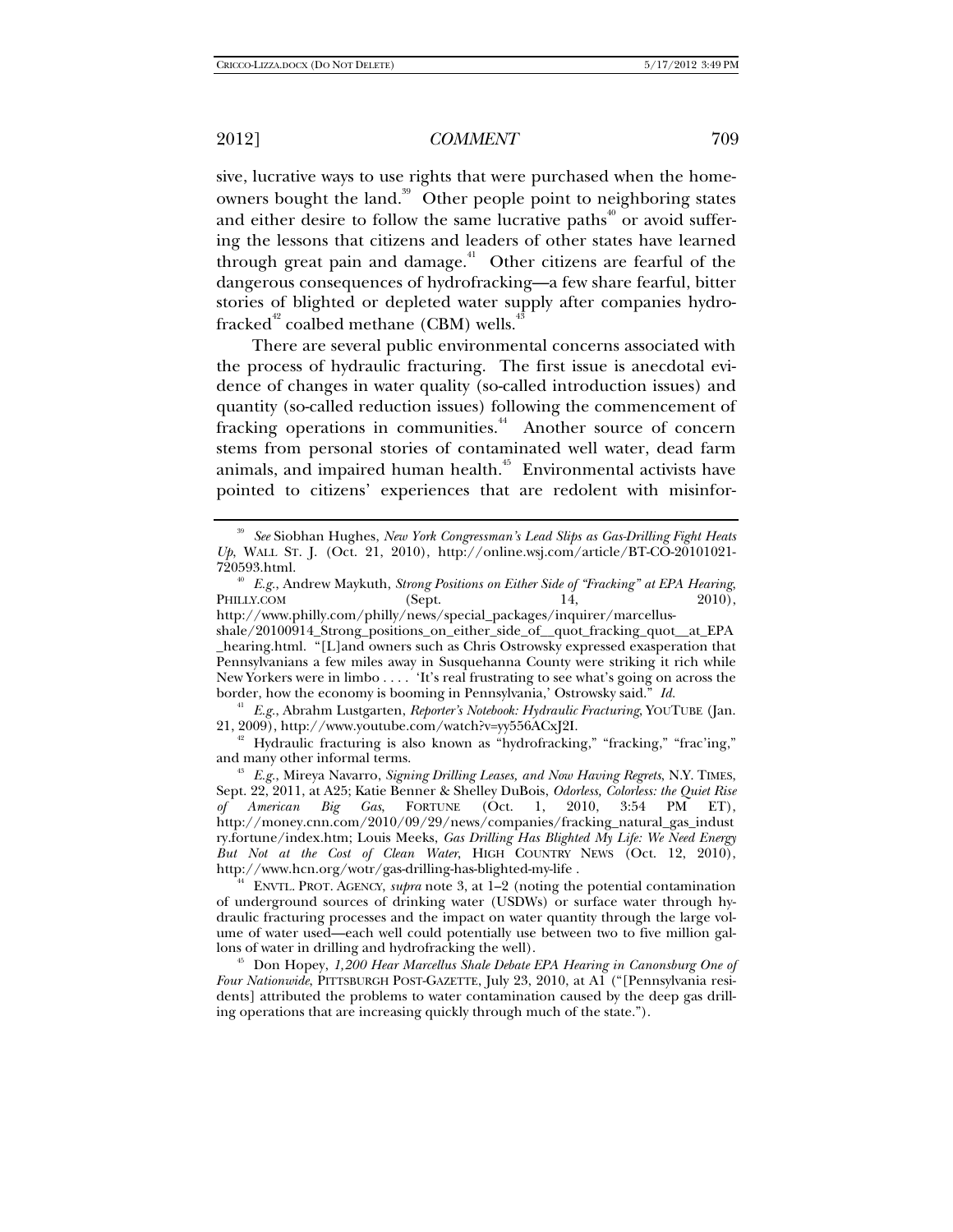sive, lucrative ways to use rights that were purchased when the homeowners bought the land.[39] Other people point to neighboring states and either desire to follow the same lucrative paths[40] or avoid suffering the lessons that citizens and leaders of other states have learned through great pain and damage.[41] Other citizens are fearful of the dangerous consequences of hydrofracking—a few share fearful, bitter stories of blighted or depleted water supply after companies hydrofracked[42] coalbed methane (CBM) wells.[43]

There are several public environmental concerns associated with the process of hydraulic fracturing. The first issue is anecdotal evidence of changes in water quality (so-called introduction issues) and quantity (so-called reduction issues) following the commencement of fracking operations in communities.[44] Another source of concern stems from personal stories of contaminated well water, dead farm animals, and impaired human health.[45] Environmental activists have pointed to citizens' experiences that are redolent with misinfor-

---

[39] *See* Siobhan Hughes, *New York Congressman's Lead Slips as Gas-Drilling Fight Heats Up*, WALL ST. J. (Oct. 21, 2010), http://online.wsj.com/article/BT-CO-20101021-720593.html.

[40] *E.g.*, Andrew Maykuth, *Strong Positions on Either Side of "Fracking" at EPA Hearing*, PHILLY.COM (Sept. 14, 2010), http://www.philly.com/philly/news/special_packages/inquirer/marcellus-shale/20100914_Strong_positions_on_either_side_of__quot_fracking_quot__at_EPA_hearing.html. "[L]and owners such as Chris Ostrowsky expressed exasperation that Pennsylvanians a few miles away in Susquehanna County were striking it rich while New Yorkers were in limbo . . . . 'It's real frustrating to see what's going on across the border, how the economy is booming in Pennsylvania,' Ostrowsky said." *Id.*

[41] *E.g.*, Abrahm Lustgarten, *Reporter's Notebook: Hydraulic Fracturing*, YOUTUBE (Jan. 21, 2009), http://www.youtube.com/watch?v=yy556ACxJ2I.

[42] Hydraulic fracturing is also known as "hydrofracking," "fracking," "frac'ing," and many other informal terms.

[43] *E.g.*, Mireya Navarro, *Signing Drilling Leases, and Now Having Regrets*, N.Y. TIMES, Sept. 22, 2011, at A25; Katie Benner & Shelley DuBois, *Odorless, Colorless: the Quiet Rise of American Big Gas*, FORTUNE (Oct. 1, 2010, 3:54 PM ET), http://money.cnn.com/2010/09/29/news/companies/fracking_natural_gas_industry.fortune/index.htm; Louis Meeks, *Gas Drilling Has Blighted My Life: We Need Energy But Not at the Cost of Clean Water*, HIGH COUNTRY NEWS (Oct. 12, 2010), http://www.hcn.org/wotr/gas-drilling-has-blighted-my-life .

[44] ENVTL. PROT. AGENCY, *supra* note 3, at 1–2 (noting the potential contamination of underground sources of drinking water (USDWs) or surface water through hydraulic fracturing processes and the impact on water quantity through the large volume of water used—each well could potentially use between two to five million gallons of water in drilling and hydrofracking the well).

[45] Don Hopey, *1,200 Hear Marcellus Shale Debate EPA Hearing in Canonsburg One of Four Nationwide*, PITTSBURGH POST-GAZETTE, July 23, 2010, at A1 ("[Pennsylvania residents] attributed the problems to water contamination caused by the deep gas drilling operations that are increasing quickly through much of the state.").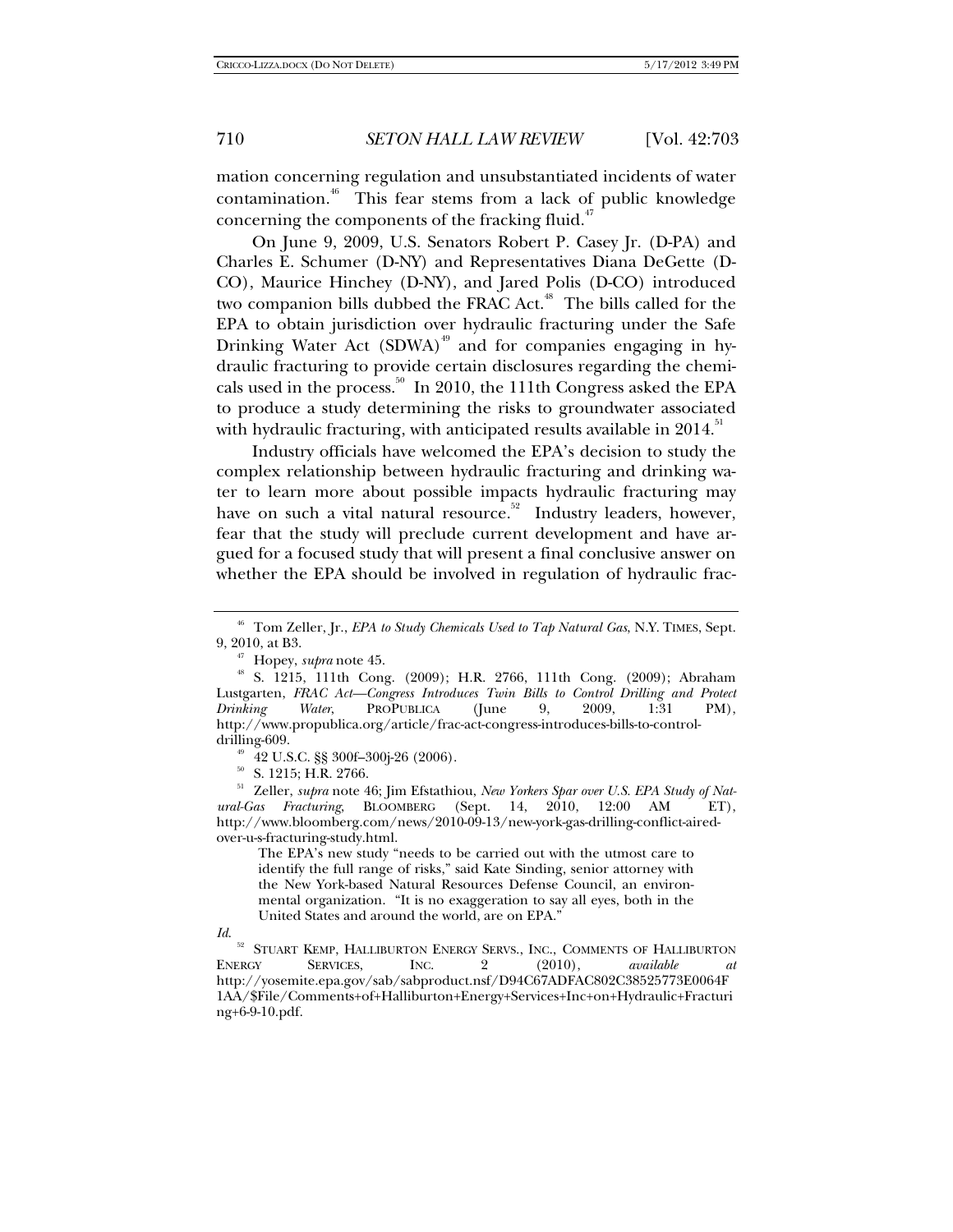mation concerning regulation and unsubstantiated incidents of water contamination.[46] This fear stems from a lack of public knowledge concerning the components of the fracking fluid.[47]

On June 9, 2009, U.S. Senators Robert P. Casey Jr. (D-PA) and Charles E. Schumer (D-NY) and Representatives Diana DeGette (D-CO), Maurice Hinchey (D-NY), and Jared Polis (D-CO) introduced two companion bills dubbed the FRAC Act.[48] The bills called for the EPA to obtain jurisdiction over hydraulic fracturing under the Safe Drinking Water Act (SDWA)[49] and for companies engaging in hydraulic fracturing to provide certain disclosures regarding the chemicals used in the process.[50] In 2010, the 111th Congress asked the EPA to produce a study determining the risks to groundwater associated with hydraulic fracturing, with anticipated results available in 2014.[51]

Industry officials have welcomed the EPA's decision to study the complex relationship between hydraulic fracturing and drinking water to learn more about possible impacts hydraulic fracturing may have on such a vital natural resource.[52] Industry leaders, however, fear that the study will preclude current development and have argued for a focused study that will present a final conclusive answer on whether the EPA should be involved in regulation of hydraulic frac-

---

[46] Tom Zeller, Jr., *EPA to Study Chemicals Used to Tap Natural Gas*, N.Y. TIMES, Sept. 9, 2010, at B3.

[47] Hopey, *supra* note 45.

[48] S. 1215, 111th Cong. (2009); H.R. 2766, 111th Cong. (2009); Abraham Lustgarten, *FRAC Act—Congress Introduces Twin Bills to Control Drilling and Protect Drinking Water*, PROPUBLICA (June 9, 2009, 1:31 PM), http://www.propublica.org/article/frac-act-congress-introduces-bills-to-control-drilling-609.

[49] 42 U.S.C. §§ 300f–300j-26 (2006).

[50] S. 1215; H.R. 2766.

[51] Zeller, *supra* note 46; Jim Efstathiou, *New Yorkers Spar over U.S. EPA Study of Natural-Gas Fracturing*, BLOOMBERG (Sept. 14, 2010, 12:00 AM ET), http://www.bloomberg.com/news/2010-09-13/new-york-gas-drilling-conflict-aired-over-u-s-fracturing-study.html.

> The EPA's new study "needs to be carried out with the utmost care to identify the full range of risks," said Kate Sinding, senior attorney with the New York-based Natural Resources Defense Council, an environmental organization. "It is no exaggeration to say all eyes, both in the United States and around the world, are on EPA."

*Id.*

[52] STUART KEMP, HALLIBURTON ENERGY SERVS., INC., COMMENTS OF HALLIBURTON ENERGY SERVICES, INC. 2 (2010), *available at* http://yosemite.epa.gov/sab/sabproduct.nsf/D94C67ADFAC802C38525773E0064F1AA/$File/Comments+of+Halliburton+Energy+Services+Inc+on+Hydraulic+Fracturing+6-9-10.pdf.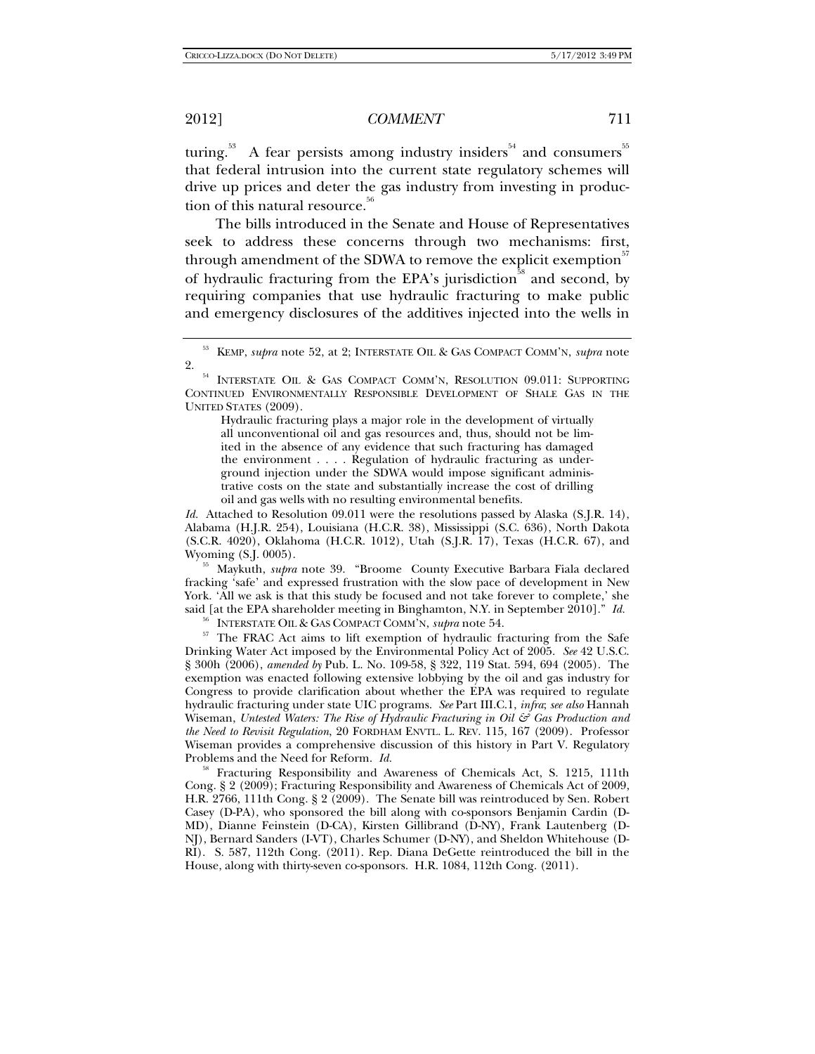turing.[53] A fear persists among industry insiders[54] and consumers[55] that federal intrusion into the current state regulatory schemes will drive up prices and deter the gas industry from investing in production of this natural resource.[56]

The bills introduced in the Senate and House of Representatives seek to address these concerns through two mechanisms: first, through amendment of the SDWA to remove the explicit exemption[57] of hydraulic fracturing from the EPA's jurisdiction[58] and second, by requiring companies that use hydraulic fracturing to make public and emergency disclosures of the additives injected into the wells in

---

[53] KEMP, *supra* note 52, at 2; INTERSTATE OIL & GAS COMPACT COMM'N, *supra* note 2.

[54] INTERSTATE OIL & GAS COMPACT COMM'N, RESOLUTION 09.011: SUPPORTING CONTINUED ENVIRONMENTALLY RESPONSIBLE DEVELOPMENT OF SHALE GAS IN THE UNITED STATES (2009).

> Hydraulic fracturing plays a major role in the development of virtually all unconventional oil and gas resources and, thus, should not be limited in the absence of any evidence that such fracturing has damaged the environment . . . . Regulation of hydraulic fracturing as underground injection under the SDWA would impose significant administrative costs on the state and substantially increase the cost of drilling oil and gas wells with no resulting environmental benefits.

*Id.* Attached to Resolution 09.011 were the resolutions passed by Alaska (S.J.R. 14), Alabama (H.J.R. 254), Louisiana (H.C.R. 38), Mississippi (S.C. 636), North Dakota (S.C.R. 4020), Oklahoma (H.C.R. 1012), Utah (S.J.R. 17), Texas (H.C.R. 67), and Wyoming (S.J. 0005).

[55] Maykuth, *supra* note 39. "Broome County Executive Barbara Fiala declared fracking 'safe' and expressed frustration with the slow pace of development in New York. 'All we ask is that this study be focused and not take forever to complete,' she said [at the EPA shareholder meeting in Binghamton, N.Y. in September 2010]." *Id.*

[56] INTERSTATE OIL & GAS COMPACT COMM'N, *supra* note 54.

[57] The FRAC Act aims to lift exemption of hydraulic fracturing from the Safe Drinking Water Act imposed by the Environmental Policy Act of 2005. *See* 42 U.S.C. § 300h (2006), *amended by* Pub. L. No. 109-58, § 322, 119 Stat. 594, 694 (2005). The exemption was enacted following extensive lobbying by the oil and gas industry for Congress to provide clarification about whether the EPA was required to regulate hydraulic fracturing under state UIC programs. *See* Part III.C.1, *infra*; *see also* Hannah Wiseman, *Untested Waters: The Rise of Hydraulic Fracturing in Oil & Gas Production and the Need to Revisit Regulation*, 20 FORDHAM ENVTL. L. REV. 115, 167 (2009). Professor Wiseman provides a comprehensive discussion of this history in Part V. Regulatory Problems and the Need for Reform. *Id.*

[58] Fracturing Responsibility and Awareness of Chemicals Act, S. 1215, 111th Cong. § 2 (2009); Fracturing Responsibility and Awareness of Chemicals Act of 2009, H.R. 2766, 111th Cong. § 2 (2009). The Senate bill was reintroduced by Sen. Robert Casey (D-PA), who sponsored the bill along with co-sponsors Benjamin Cardin (D-MD), Dianne Feinstein (D-CA), Kirsten Gillibrand (D-NY), Frank Lautenberg (D-NJ), Bernard Sanders (I-VT), Charles Schumer (D-NY), and Sheldon Whitehouse (D-RI). S. 587, 112th Cong. (2011). Rep. Diana DeGette reintroduced the bill in the House, along with thirty-seven co-sponsors. H.R. 1084, 112th Cong. (2011).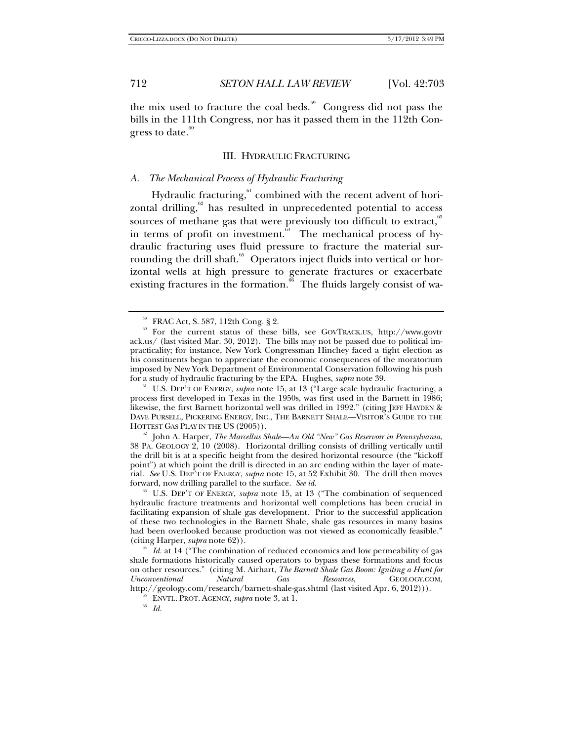the mix used to fracture the coal beds.[59] Congress did not pass the bills in the 111th Congress, nor has it passed them in the 112th Congress to date.[60]

## III. Hydraulic Fracturing

### *A. The Mechanical Process of Hydraulic Fracturing*

Hydraulic fracturing,[61] combined with the recent advent of horizontal drilling,[62] has resulted in unprecedented potential to access sources of methane gas that were previously too difficult to extract,[63] in terms of profit on investment.[64] The mechanical process of hydraulic fracturing uses fluid pressure to fracture the material surrounding the drill shaft.[65] Operators inject fluids into vertical or horizontal wells at high pressure to generate fractures or exacerbate existing fractures in the formation.[66] The fluids largely consist of wa-

---

[59] FRAC Act, S. 587, 112th Cong. § 2.

[60] For the current status of these bills, see GOVTRACK.US, http://www.govtrack.us/ (last visited Mar. 30, 2012). The bills may not be passed due to political impracticality; for instance, New York Congressman Hinchey faced a tight election as his constituents began to appreciate the economic consequences of the moratorium imposed by New York Department of Environmental Conservation following his push for a study of hydraulic fracturing by the EPA. Hughes, *supra* note 39.

[61] U.S. DEP'T OF ENERGY, *supra* note 15, at 13 ("Large scale hydraulic fracturing, a process first developed in Texas in the 1950s, was first used in the Barnett in 1986; likewise, the first Barnett horizontal well was drilled in 1992." (citing JEFF HAYDEN & DAVE PURSELL, PICKERING ENERGY, INC., THE BARNETT SHALE—VISITOR'S GUIDE TO THE HOTTEST GAS PLAY IN THE US (2005)).

[62] John A. Harper, *The Marcellus Shale—An Old "New" Gas Reservoir in Pennsylvania*, 38 PA. GEOLOGY 2, 10 (2008). Horizontal drilling consists of drilling vertically until the drill bit is at a specific height from the desired horizontal resource (the "kickoff point") at which point the drill is directed in an arc ending within the layer of material. *See* U.S. DEP'T OF ENERGY, *supra* note 15, at 52 Exhibit 30. The drill then moves forward, now drilling parallel to the surface. *See id.*

[63] U.S. DEP'T OF ENERGY, *supra* note 15, at 13 ("The combination of sequenced hydraulic fracture treatments and horizontal well completions has been crucial in facilitating expansion of shale gas development. Prior to the successful application of these two technologies in the Barnett Shale, shale gas resources in many basins had been overlooked because production was not viewed as economically feasible." (citing Harper, *supra* note 62)).

[64] *Id.* at 14 ("The combination of reduced economics and low permeability of gas shale formations historically caused operators to bypass these formations and focus on other resources." (citing M. Airhart, *The Barnett Shale Gas Boom: Igniting a Hunt for Unconventional Natural Gas Resources*, GEOLOGY.COM, http://geology.com/research/barnett-shale-gas.shtml (last visited Apr. 6, 2012))).

[65] ENVTL. PROT. AGENCY, *supra* note 3, at 1.

[66] *Id.*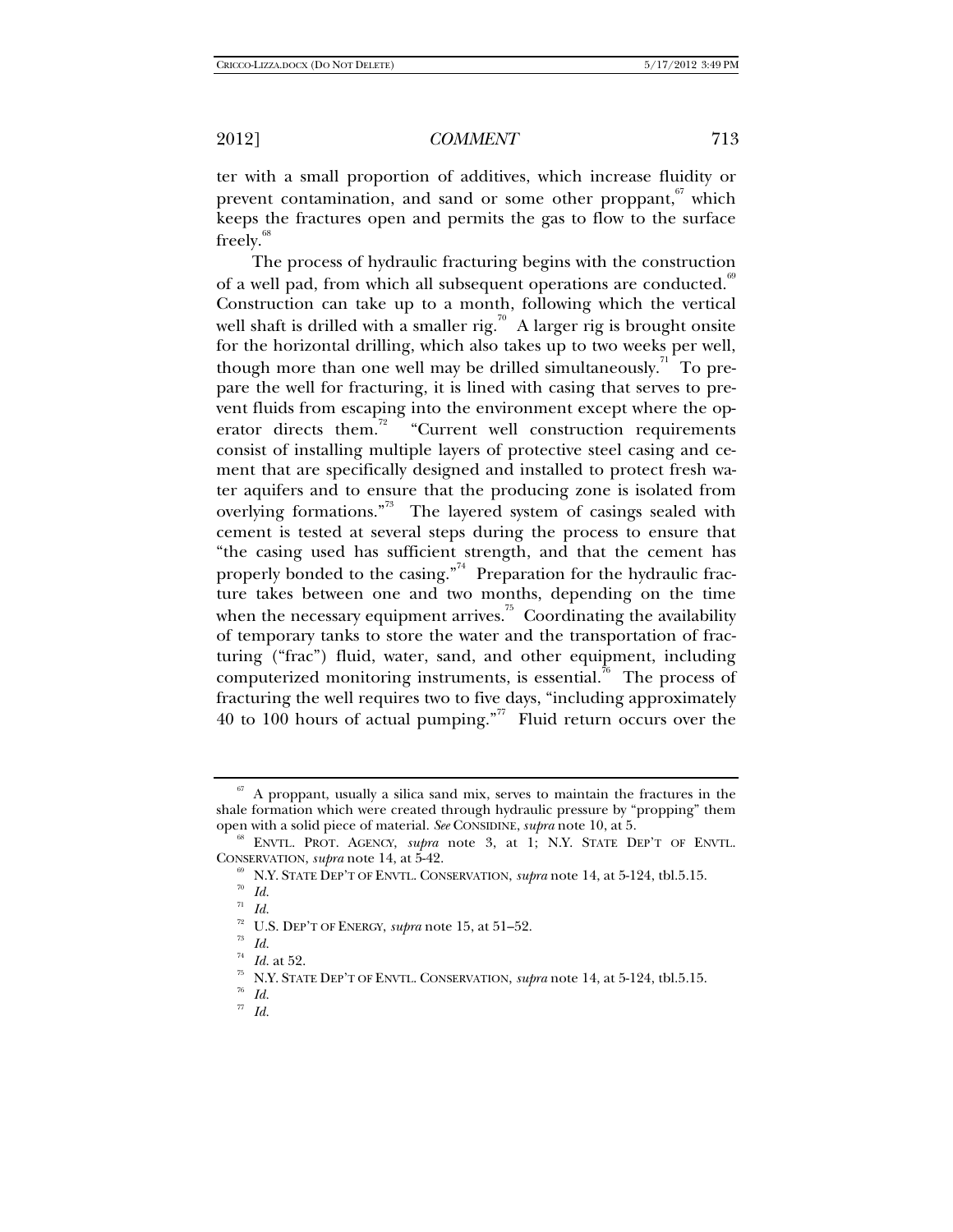ter with a small proportion of additives, which increase fluidity or prevent contamination, and sand or some other proppant,[67] which keeps the fractures open and permits the gas to flow to the surface freely.[68]

The process of hydraulic fracturing begins with the construction of a well pad, from which all subsequent operations are conducted.[69] Construction can take up to a month, following which the vertical well shaft is drilled with a smaller rig.[70] A larger rig is brought onsite for the horizontal drilling, which also takes up to two weeks per well, though more than one well may be drilled simultaneously.[71] To prepare the well for fracturing, it is lined with casing that serves to prevent fluids from escaping into the environment except where the operator directs them.[72] "Current well construction requirements consist of installing multiple layers of protective steel casing and cement that are specifically designed and installed to protect fresh water aquifers and to ensure that the producing zone is isolated from overlying formations."[73] The layered system of casings sealed with cement is tested at several steps during the process to ensure that "the casing used has sufficient strength, and that the cement has properly bonded to the casing."[74] Preparation for the hydraulic fracture takes between one and two months, depending on the time when the necessary equipment arrives.[75] Coordinating the availability of temporary tanks to store the water and the transportation of fracturing ("frac") fluid, water, sand, and other equipment, including computerized monitoring instruments, is essential.[76] The process of fracturing the well requires two to five days, "including approximately 40 to 100 hours of actual pumping."[77] Fluid return occurs over the

---

[67] A proppant, usually a silica sand mix, serves to maintain the fractures in the shale formation which were created through hydraulic pressure by "propping" them open with a solid piece of material. *See* CONSIDINE, *supra* note 10, at 5.

[68] ENVTL. PROT. AGENCY, *supra* note 3, at 1; N.Y. STATE DEP'T OF ENVTL. CONSERVATION, *supra* note 14, at 5-42.

[69] N.Y. STATE DEP'T OF ENVTL. CONSERVATION, *supra* note 14, at 5-124, tbl.5.15.

[70] *Id.*

[71] *Id.*

[72] U.S. DEP'T OF ENERGY, *supra* note 15, at 51–52.

[73] *Id.*

[74] *Id.* at 52.

[75] N.Y. STATE DEP'T OF ENVTL. CONSERVATION, *supra* note 14, at 5-124, tbl.5.15.

[76] *Id.*

[77] *Id.*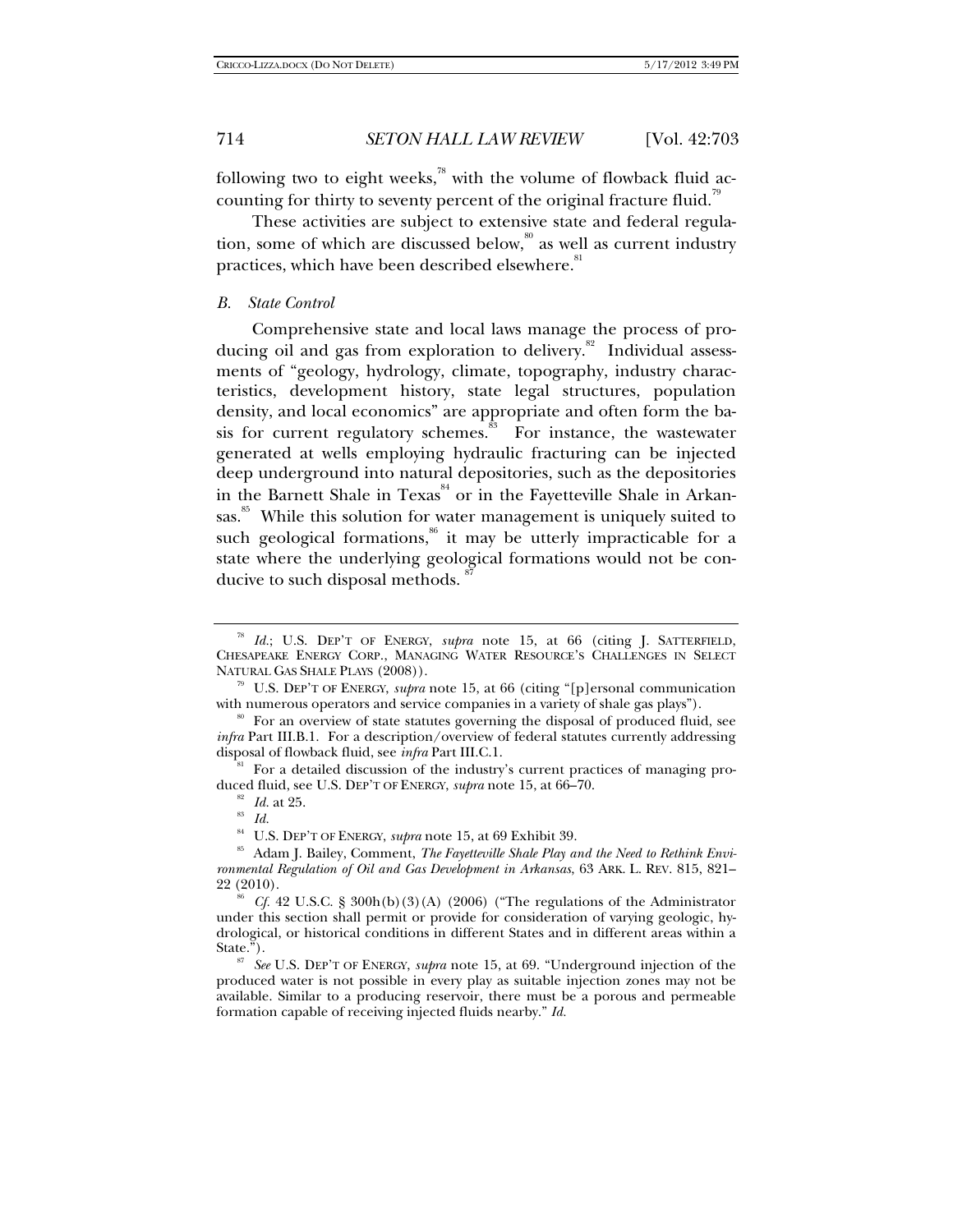following two to eight weeks,[78] with the volume of flowback fluid accounting for thirty to seventy percent of the original fracture fluid.[79]

These activities are subject to extensive state and federal regulation, some of which are discussed below,[80] as well as current industry practices, which have been described elsewhere.[81]

### *B. State Control*

Comprehensive state and local laws manage the process of producing oil and gas from exploration to delivery.[82] Individual assessments of "geology, hydrology, climate, topography, industry characteristics, development history, state legal structures, population density, and local economics" are appropriate and often form the basis for current regulatory schemes.[83] For instance, the wastewater generated at wells employing hydraulic fracturing can be injected deep underground into natural depositories, such as the depositories in the Barnett Shale in Texas[84] or in the Fayetteville Shale in Arkansas.[85] While this solution for water management is uniquely suited to such geological formations,[86] it may be utterly impracticable for a state where the underlying geological formations would not be conducive to such disposal methods.[87]

---

[78] *Id.*; U.S. DEP'T OF ENERGY, *supra* note 15, at 66 (citing J. SATTERFIELD, CHESAPEAKE ENERGY CORP., MANAGING WATER RESOURCE'S CHALLENGES IN SELECT NATURAL GAS SHALE PLAYS (2008)).

[79] U.S. DEP'T OF ENERGY, *supra* note 15, at 66 (citing "[p]ersonal communication with numerous operators and service companies in a variety of shale gas plays").

[80] For an overview of state statutes governing the disposal of produced fluid, see *infra* Part III.B.1. For a description/overview of federal statutes currently addressing disposal of flowback fluid, see *infra* Part III.C.1.

[81] For a detailed discussion of the industry's current practices of managing produced fluid, see U.S. DEP'T OF ENERGY, *supra* note 15, at 66–70.

[82] *Id.* at 25.

[83] *Id.*

[84] U.S. DEP'T OF ENERGY, *supra* note 15, at 69 Exhibit 39.

[85] Adam J. Bailey, Comment, *The Fayetteville Shale Play and the Need to Rethink Environmental Regulation of Oil and Gas Development in Arkansas*, 63 ARK. L. REV. 815, 821–22 (2010).

[86] *Cf.* 42 U.S.C. § 300h(b)(3)(A) (2006) ("The regulations of the Administrator under this section shall permit or provide for consideration of varying geologic, hydrological, or historical conditions in different States and in different areas within a State.").

[87] *See* U.S. DEP'T OF ENERGY, *supra* note 15, at 69. "Underground injection of the produced water is not possible in every play as suitable injection zones may not be available. Similar to a producing reservoir, there must be a porous and permeable formation capable of receiving injected fluids nearby." *Id.*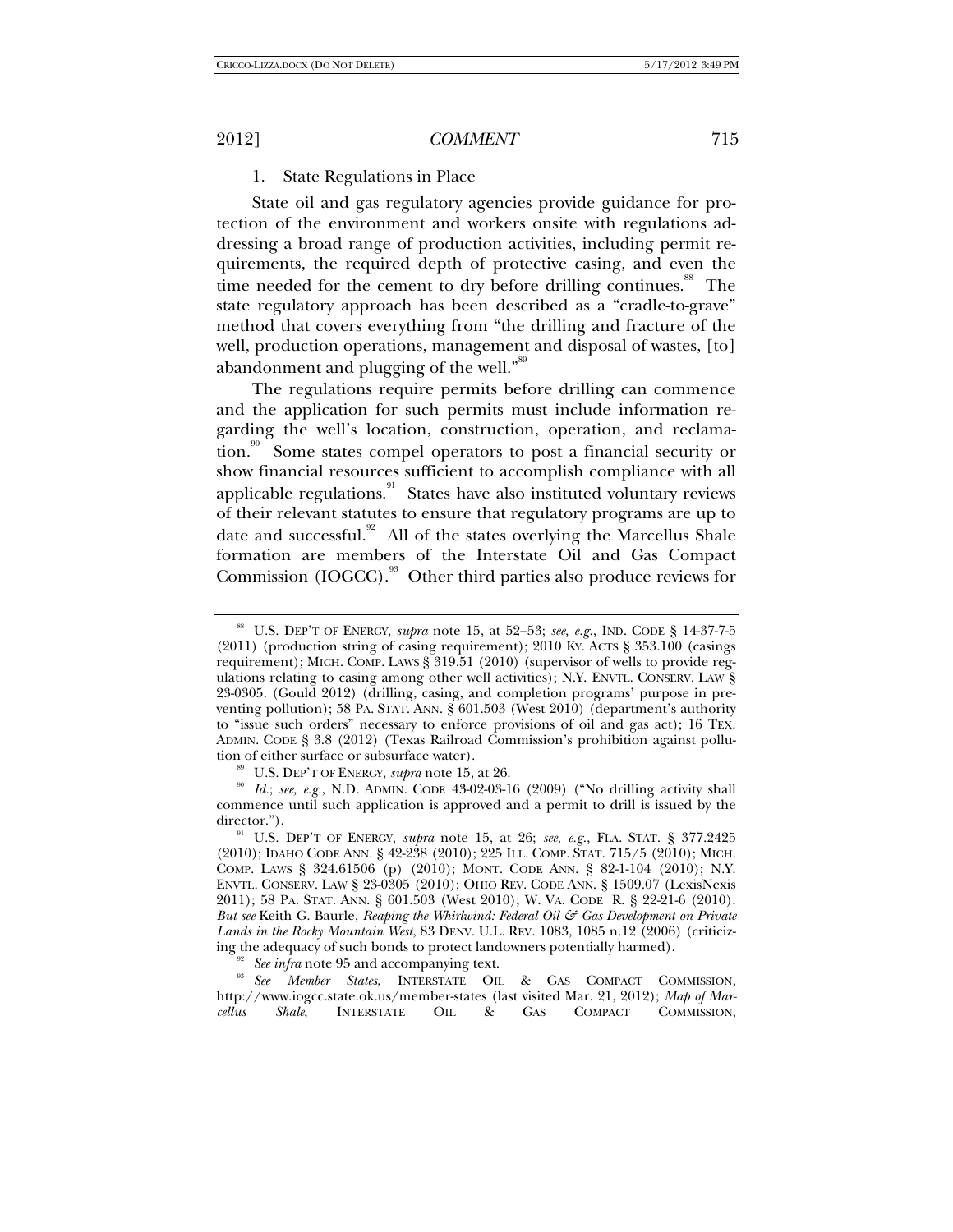### 1. State Regulations in Place

State oil and gas regulatory agencies provide guidance for protection of the environment and workers onsite with regulations addressing a broad range of production activities, including permit requirements, the required depth of protective casing, and even the time needed for the cement to dry before drilling continues.[88] The state regulatory approach has been described as a "cradle-to-grave" method that covers everything from "the drilling and fracture of the well, production operations, management and disposal of wastes, [to] abandonment and plugging of the well."[89]

The regulations require permits before drilling can commence and the application for such permits must include information regarding the well's location, construction, operation, and reclamation.[90] Some states compel operators to post a financial security or show financial resources sufficient to accomplish compliance with all applicable regulations.[91] States have also instituted voluntary reviews of their relevant statutes to ensure that regulatory programs are up to date and successful.[92] All of the states overlying the Marcellus Shale formation are members of the Interstate Oil and Gas Compact Commission (IOGCC).[93] Other third parties also produce reviews for

---

[88] U.S. DEP'T OF ENERGY, *supra* note 15, at 52–53; *see, e.g.*, IND. CODE § 14-37-7-5 (2011) (production string of casing requirement); 2010 KY. ACTS § 353.100 (casings requirement); MICH. COMP. LAWS § 319.51 (2010) (supervisor of wells to provide regulations relating to casing among other well activities); N.Y. ENVTL. CONSERV. LAW § 23-0305. (Gould 2012) (drilling, casing, and completion programs' purpose in preventing pollution); 58 PA. STAT. ANN. § 601.503 (West 2010) (department's authority to "issue such orders" necessary to enforce provisions of oil and gas act); 16 TEX. ADMIN. CODE § 3.8 (2012) (Texas Railroad Commission's prohibition against pollution of either surface or subsurface water).

[89] U.S. DEP'T OF ENERGY, *supra* note 15, at 26.

[90] *Id.*; *see, e.g.*, N.D. ADMIN. CODE 43-02-03-16 (2009) ("No drilling activity shall commence until such application is approved and a permit to drill is issued by the director.").

[91] U.S. DEP'T OF ENERGY, *supra* note 15, at 26; *see, e.g.*, FLA. STAT. § 377.2425 (2010); IDAHO CODE ANN. § 42-238 (2010); 225 ILL. COMP. STAT. 715/5 (2010); MICH. COMP. LAWS § 324.61506 (p) (2010); MONT. CODE ANN. § 82-1-104 (2010); N.Y. ENVTL. CONSERV. LAW § 23-0305 (2010); OHIO REV. CODE ANN. § 1509.07 (LexisNexis 2011); 58 PA. STAT. ANN. § 601.503 (West 2010); W. VA. CODE R. § 22-21-6 (2010). *But see* Keith G. Baurle, *Reaping the Whirlwind: Federal Oil & Gas Development on Private Lands in the Rocky Mountain West*, 83 DENV. U.L. REV. 1083, 1085 n.12 (2006) (criticizing the adequacy of such bonds to protect landowners potentially harmed).

[92] *See infra* note 95 and accompanying text.

[93] *See Member States*, INTERSTATE OIL & GAS COMPACT COMMISSION, http://www.iogcc.state.ok.us/member-states (last visited Mar. 21, 2012); *Map of Marcellus Shale*, INTERSTATE OIL & GAS COMPACT COMMISSION,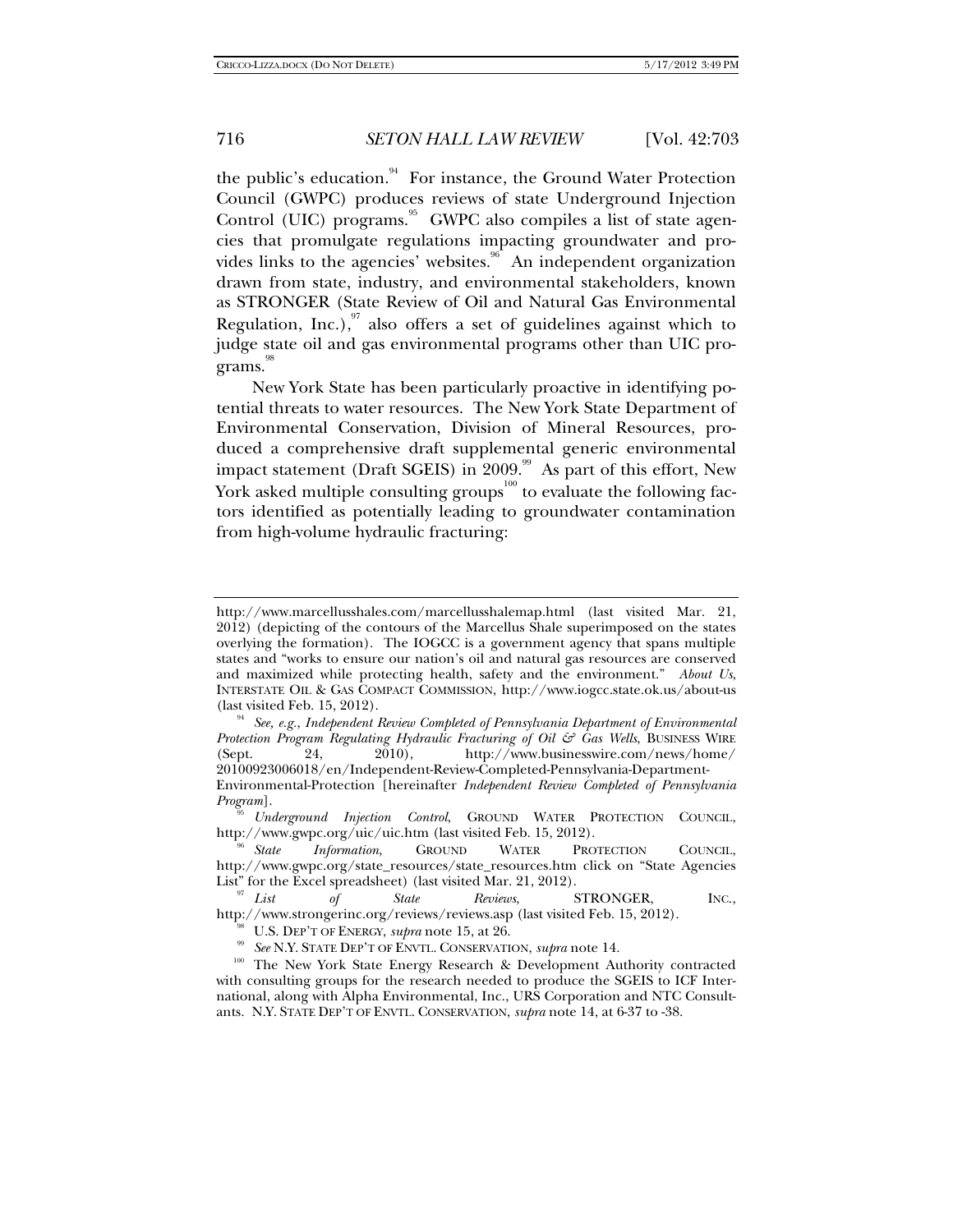the public's education.[94] For instance, the Ground Water Protection Council (GWPC) produces reviews of state Underground Injection Control (UIC) programs.[95] GWPC also compiles a list of state agencies that promulgate regulations impacting groundwater and provides links to the agencies' websites.[96] An independent organization drawn from state, industry, and environmental stakeholders, known as STRONGER (State Review of Oil and Natural Gas Environmental Regulation, Inc.),[97] also offers a set of guidelines against which to judge state oil and gas environmental programs other than UIC programs.[98]

New York State has been particularly proactive in identifying potential threats to water resources. The New York State Department of Environmental Conservation, Division of Mineral Resources, produced a comprehensive draft supplemental generic environmental impact statement (Draft SGEIS) in 2009.[99] As part of this effort, New York asked multiple consulting groups[100] to evaluate the following factors identified as potentially leading to groundwater contamination from high-volume hydraulic fracturing:

---

http://www.marcellusshales.com/marcellusshalemap.html (last visited Mar. 21, 2012) (depicting of the contours of the Marcellus Shale superimposed on the states overlying the formation). The IOGCC is a government agency that spans multiple states and "works to ensure our nation's oil and natural gas resources are conserved and maximized while protecting health, safety and the environment." *About Us*, INTERSTATE OIL & GAS COMPACT COMMISSION, http://www.iogcc.state.ok.us/about-us (last visited Feb. 15, 2012).

[94] *See, e.g.*, *Independent Review Completed of Pennsylvania Department of Environmental Protection Program Regulating Hydraulic Fracturing of Oil & Gas Wells*, BUSINESS WIRE (Sept. 24, 2010), http://www.businesswire.com/news/home/20100923006018/en/Independent-Review-Completed-Pennsylvania-Department-Environmental-Protection [hereinafter *Independent Review Completed of Pennsylvania Program*].

[95] *Underground Injection Control*, GROUND WATER PROTECTION COUNCIL, http://www.gwpc.org/uic/uic.htm (last visited Feb. 15, 2012).

[96] *State Information*, GROUND WATER PROTECTION COUNCIL, http://www.gwpc.org/state_resources/state_resources.htm click on "State Agencies List" for the Excel spreadsheet) (last visited Mar. 21, 2012).

[97] *List of State Reviews*, STRONGER, INC., http://www.strongerinc.org/reviews/reviews.asp (last visited Feb. 15, 2012).

[98] U.S. DEP'T OF ENERGY, *supra* note 15, at 26.

[99] *See* N.Y. STATE DEP'T OF ENVTL. CONSERVATION, *supra* note 14.

[100] The New York State Energy Research & Development Authority contracted with consulting groups for the research needed to produce the SGEIS to ICF International, along with Alpha Environmental, Inc., URS Corporation and NTC Consultants. N.Y. STATE DEP'T OF ENVTL. CONSERVATION, *supra* note 14, at 6-37 to -38.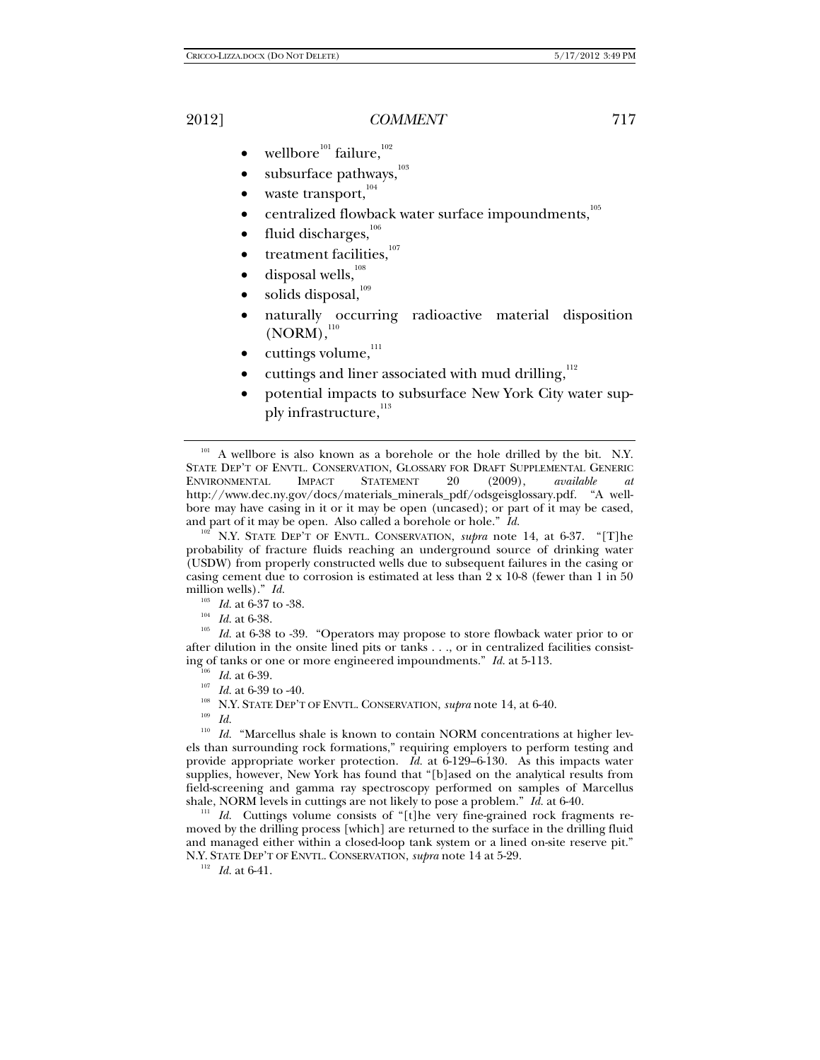- wellbore[101] failure,[102]
- subsurface pathways,[103]
- waste transport,[104]
- centralized flowback water surface impoundments,[105]
- fluid discharges,[106]
- treatment facilities,[107]
- disposal wells,[108]
- solids disposal,[109]
- naturally occurring radioactive material disposition (NORM),[110]
- cuttings volume,[111]
- cuttings and liner associated with mud drilling,[112]
- potential impacts to subsurface New York City water supply infrastructure,[113]

---

[101] A wellbore is also known as a borehole or the hole drilled by the bit. N.Y. STATE DEP'T OF ENVTL. CONSERVATION, GLOSSARY FOR DRAFT SUPPLEMENTAL GENERIC ENVIRONMENTAL IMPACT STATEMENT 20 (2009), *available at* http://www.dec.ny.gov/docs/materials_minerals_pdf/odsgeisglossary.pdf. "A wellbore may have casing in it or it may be open (uncased); or part of it may be cased, and part of it may be open. Also called a borehole or hole." *Id.*

[102] N.Y. STATE DEP'T OF ENVTL. CONSERVATION, *supra* note 14, at 6-37. "[T]he probability of fracture fluids reaching an underground source of drinking water (USDW) from properly constructed wells due to subsequent failures in the casing or casing cement due to corrosion is estimated at less than 2 x 10-8 (fewer than 1 in 50 million wells)." *Id.*

[103] *Id.* at 6-37 to -38.

[104] *Id.* at 6-38.

[105] *Id.* at 6-38 to -39. "Operators may propose to store flowback water prior to or after dilution in the onsite lined pits or tanks . . ., or in centralized facilities consisting of tanks or one or more engineered impoundments." *Id.* at 5-113.

[106] *Id.* at 6-39.

[107] *Id.* at 6-39 to -40.

[108] N.Y. STATE DEP'T OF ENVTL. CONSERVATION, *supra* note 14, at 6-40.

[109] *Id.*

[110] *Id.* "Marcellus shale is known to contain NORM concentrations at higher levels than surrounding rock formations," requiring employers to perform testing and provide appropriate worker protection. *Id.* at 6-129–6-130. As this impacts water supplies, however, New York has found that "[b]ased on the analytical results from field-screening and gamma ray spectroscopy performed on samples of Marcellus shale, NORM levels in cuttings are not likely to pose a problem." *Id.* at 6-40.

[111] *Id.* Cuttings volume consists of "[t]he very fine-grained rock fragments removed by the drilling process [which] are returned to the surface in the drilling fluid and managed either within a closed-loop tank system or a lined on-site reserve pit." N.Y. STATE DEP'T OF ENVTL. CONSERVATION, *supra* note 14 at 5-29.

[112] *Id.* at 6-41.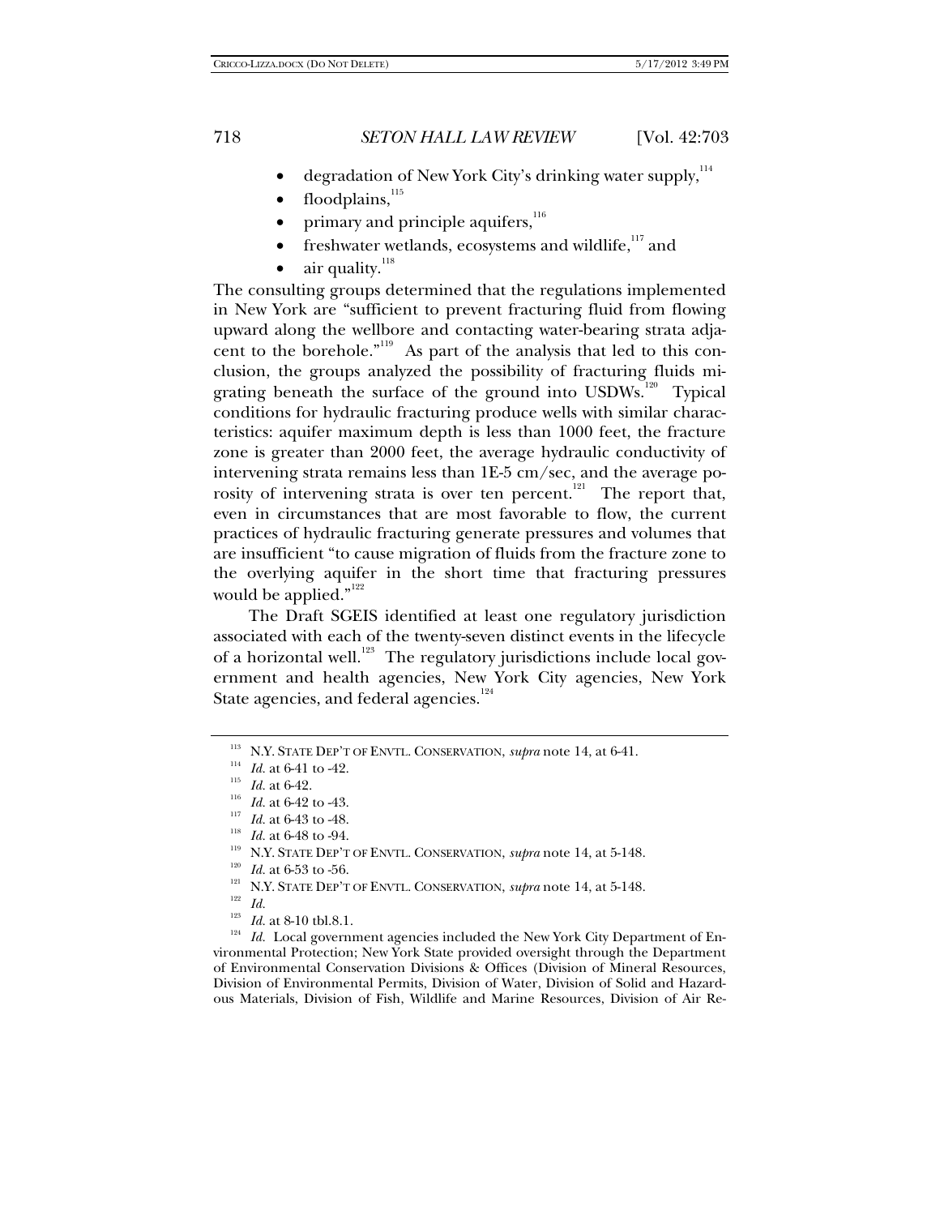- degradation of New York City's drinking water supply,[114]
- floodplains,[115]
- primary and principle aquifers,[116]
- freshwater wetlands, ecosystems and wildlife,[117] and
- air quality.[118]

The consulting groups determined that the regulations implemented in New York are "sufficient to prevent fracturing fluid from flowing upward along the wellbore and contacting water-bearing strata adjacent to the borehole."[119] As part of the analysis that led to this conclusion, the groups analyzed the possibility of fracturing fluids migrating beneath the surface of the ground into USDWs.[120] Typical conditions for hydraulic fracturing produce wells with similar characteristics: aquifer maximum depth is less than 1000 feet, the fracture zone is greater than 2000 feet, the average hydraulic conductivity of intervening strata remains less than 1E-5 cm/sec, and the average porosity of intervening strata is over ten percent.[121] The report that, even in circumstances that are most favorable to flow, the current practices of hydraulic fracturing generate pressures and volumes that are insufficient "to cause migration of fluids from the fracture zone to the overlying aquifer in the short time that fracturing pressures would be applied."[122]

The Draft SGEIS identified at least one regulatory jurisdiction associated with each of the twenty-seven distinct events in the lifecycle of a horizontal well.[123] The regulatory jurisdictions include local government and health agencies, New York City agencies, New York State agencies, and federal agencies.[124]

---

[113] N.Y. STATE DEP'T OF ENVTL. CONSERVATION, *supra* note 14, at 6-41.

[114] *Id.* at 6-41 to -42.

[115] *Id.* at 6-42.

[116] *Id.* at 6-42 to -43.

[117] *Id.* at 6-43 to -48.

[118] *Id.* at 6-48 to -94.

[119] N.Y. STATE DEP'T OF ENVTL. CONSERVATION, *supra* note 14, at 5-148.

[120] *Id.* at 6-53 to -56.

[121] N.Y. STATE DEP'T OF ENVTL. CONSERVATION, *supra* note 14, at 5-148.

[122] *Id.*

[123] *Id.* at 8-10 tbl.8.1.

[124] *Id.* Local government agencies included the New York City Department of Environmental Protection; New York State provided oversight through the Department of Environmental Conservation Divisions & Offices (Division of Mineral Resources, Division of Environmental Permits, Division of Water, Division of Solid and Hazardous Materials, Division of Fish, Wildlife and Marine Resources, Division of Air Re-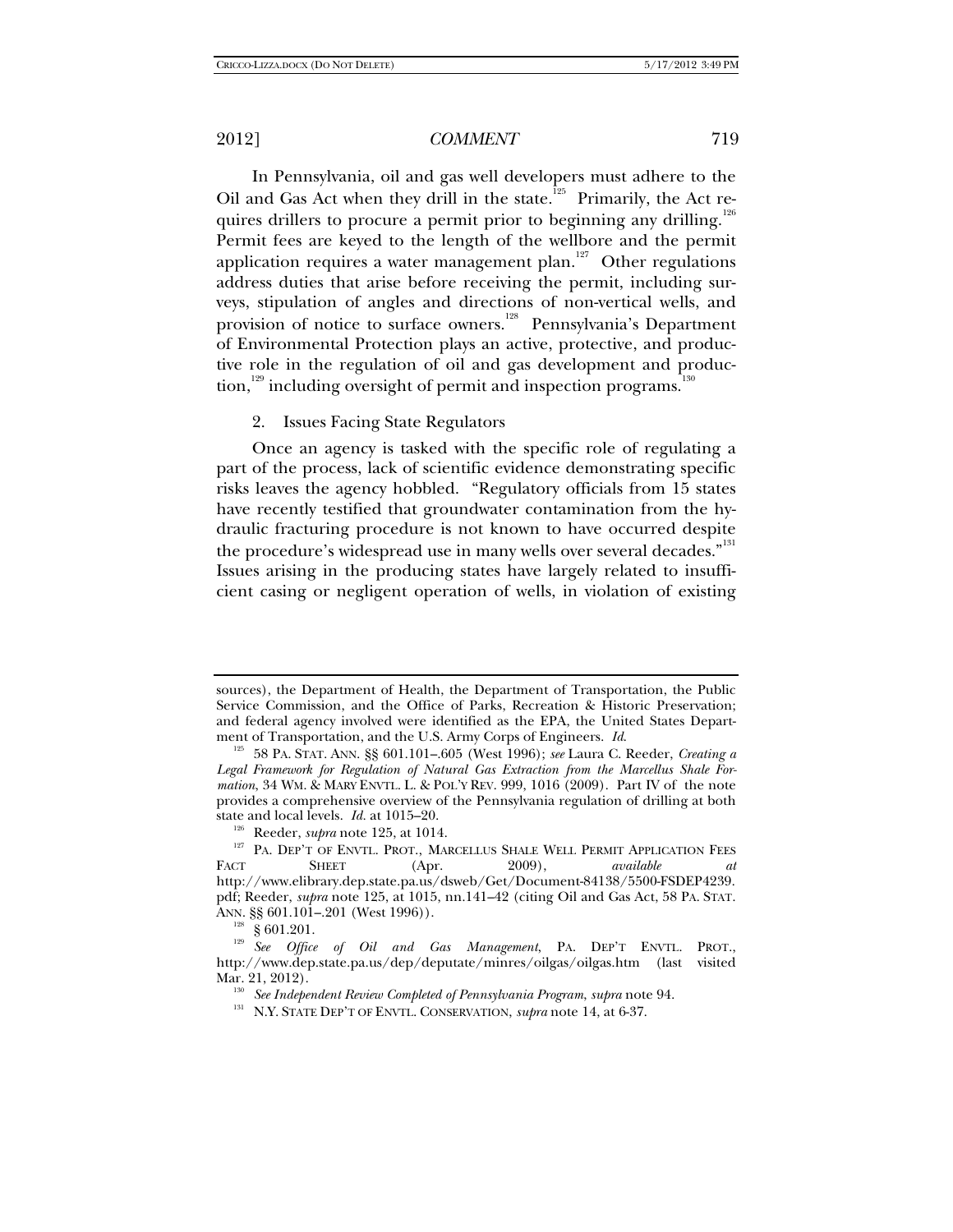In Pennsylvania, oil and gas well developers must adhere to the Oil and Gas Act when they drill in the state.[125] Primarily, the Act requires drillers to procure a permit prior to beginning any drilling.[126] Permit fees are keyed to the length of the wellbore and the permit application requires a water management plan.[127] Other regulations address duties that arise before receiving the permit, including surveys, stipulation of angles and directions of non-vertical wells, and provision of notice to surface owners.[128] Pennsylvania's Department of Environmental Protection plays an active, protective, and productive role in the regulation of oil and gas development and production,[129] including oversight of permit and inspection programs.[130]

2. Issues Facing State Regulators

Once an agency is tasked with the specific role of regulating a part of the process, lack of scientific evidence demonstrating specific risks leaves the agency hobbled. "Regulatory officials from 15 states have recently testified that groundwater contamination from the hydraulic fracturing procedure is not known to have occurred despite the procedure's widespread use in many wells over several decades."[131] Issues arising in the producing states have largely related to insufficient casing or negligent operation of wells, in violation of existing

---

sources), the Department of Health, the Department of Transportation, the Public Service Commission, and the Office of Parks, Recreation & Historic Preservation; and federal agency involved were identified as the EPA, the United States Department of Transportation, and the U.S. Army Corps of Engineers. *Id.*

[125] 58 PA. STAT. ANN. §§ 601.101–.605 (West 1996); *see* Laura C. Reeder, *Creating a Legal Framework for Regulation of Natural Gas Extraction from the Marcellus Shale Formation*, 34 WM. & MARY ENVTL. L. & POL'Y REV. 999, 1016 (2009). Part IV of the note provides a comprehensive overview of the Pennsylvania regulation of drilling at both state and local levels. *Id.* at 1015–20.

[126] Reeder, *supra* note 125, at 1014.

[127] PA. DEP'T OF ENVTL. PROT., MARCELLUS SHALE WELL PERMIT APPLICATION FEES FACT SHEET (Apr. 2009), *available at* http://www.elibrary.dep.state.pa.us/dsweb/Get/Document-84138/5500-FSDEP4239.pdf; Reeder, *supra* note 125, at 1015, nn.141–42 (citing Oil and Gas Act, 58 PA. STAT. ANN. §§ 601.101–.201 (West 1996)).

[128] § 601.201.

[129] *See Office of Oil and Gas Management*, PA. DEP'T ENVTL. PROT., http://www.dep.state.pa.us/dep/deputate/minres/oilgas/oilgas.htm (last visited Mar. 21, 2012).

[130] *See Independent Review Completed of Pennsylvania Program*, *supra* note 94.

[131] N.Y. STATE DEP'T OF ENVTL. CONSERVATION, *supra* note 14, at 6-37.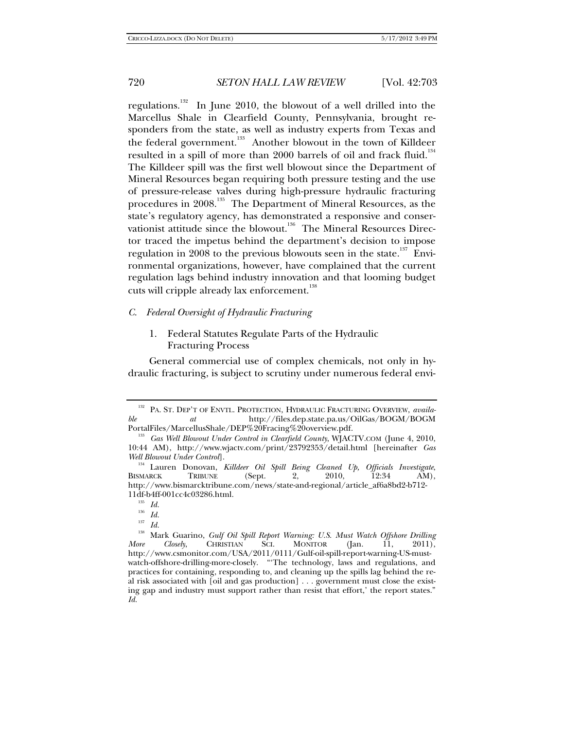regulations.[132] In June 2010, the blowout of a well drilled into the Marcellus Shale in Clearfield County, Pennsylvania, brought responders from the state, as well as industry experts from Texas and the federal government.[133] Another blowout in the town of Killdeer resulted in a spill of more than 2000 barrels of oil and frack fluid.[134] The Killdeer spill was the first well blowout since the Department of Mineral Resources began requiring both pressure testing and the use of pressure-release valves during high-pressure hydraulic fracturing procedures in 2008.[135] The Department of Mineral Resources, as the state's regulatory agency, has demonstrated a responsive and conservationist attitude since the blowout.[136] The Mineral Resources Director traced the impetus behind the department's decision to impose regulation in 2008 to the previous blowouts seen in the state.[137] Environmental organizations, however, have complained that the current regulation lags behind industry innovation and that looming budget cuts will cripple already lax enforcement.[138]

### *C. Federal Oversight of Hydraulic Fracturing*

#### 1. Federal Statutes Regulate Parts of the Hydraulic Fracturing Process

General commercial use of complex chemicals, not only in hydraulic fracturing, is subject to scrutiny under numerous federal envi-

---

[132] PA. ST. DEP'T OF ENVTL. PROTECTION, HYDRAULIC FRACTURING OVERVIEW, *available at* http://files.dep.state.pa.us/OilGas/BOGM/BOGMPortalFiles/MarcellusShale/DEP%20Fracing%20overview.pdf.

[133] *Gas Well Blowout Under Control in Clearfield County*, WJACTV.COM (June 4, 2010, 10:44 AM), http://www.wjactv.com/print/23792353/detail.html [hereinafter *Gas Well Blowout Under Control*].

[134] Lauren Donovan, *Killdeer Oil Spill Being Cleaned Up, Officials Investigate*, BISMARCK TRIBUNE (Sept. 2, 2010, 12:34 AM), http://www.bismarcktribune.com/news/state-and-regional/article_af6a8bd2-b712-11df-b4ff-001cc4c03286.html.

[135] *Id.*

[136] *Id.*

[137] *Id.*

[138] Mark Guarino, *Gulf Oil Spill Report Warning: U.S. Must Watch Offshore Drilling More Closely*, CHRISTIAN SCI. MONITOR (Jan. 11, 2011), http://www.csmonitor.com/USA/2011/0111/Gulf-oil-spill-report-warning-US-must-watch-offshore-drilling-more-closely. "'The technology, laws and regulations, and practices for containing, responding to, and cleaning up the spills lag behind the real risk associated with [oil and gas production] . . . government must close the existing gap and industry must support rather than resist that effort,' the report states." *Id.*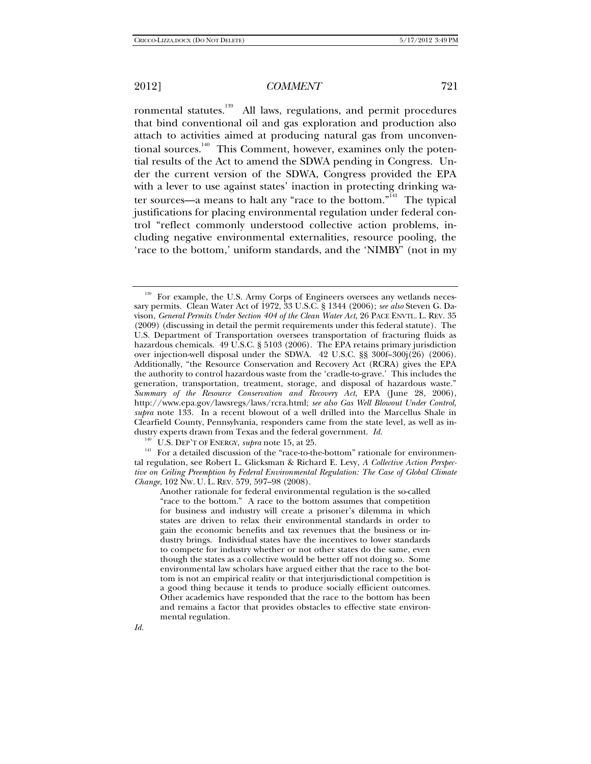ronmental statutes.[139] All laws, regulations, and permit procedures that bind conventional oil and gas exploration and production also attach to activities aimed at producing natural gas from unconventional sources.[140] This Comment, however, examines only the potential results of the Act to amend the SDWA pending in Congress. Under the current version of the SDWA, Congress provided the EPA with a lever to use against states' inaction in protecting drinking water sources—a means to halt any "race to the bottom."[141] The typical justifications for placing environmental regulation under federal control "reflect commonly understood collective action problems, including negative environmental externalities, resource pooling, the 'race to the bottom,' uniform standards, and the 'NIMBY' (not in my

---

[139] For example, the U.S. Army Corps of Engineers oversees any wetlands necessary permits. Clean Water Act of 1972, 33 U.S.C. § 1344 (2006); *see also* Steven G. Davison, *General Permits Under Section 404 of the Clean Water Act*, 26 PACE ENVTL. L. REV. 35 (2009) (discussing in detail the permit requirements under this federal statute). The U.S. Department of Transportation oversees transportation of fracturing fluids as hazardous chemicals. 49 U.S.C. § 5103 (2006). The EPA retains primary jurisdiction over injection-well disposal under the SDWA. 42 U.S.C. §§ 300f–300j(26) (2006). Additionally, "the Resource Conservation and Recovery Act (RCRA) gives the EPA the authority to control hazardous waste from the 'cradle-to-grave.' This includes the generation, transportation, treatment, storage, and disposal of hazardous waste." *Summary of the Resource Conservation and Recovery Act*, EPA (June 28, 2006), http://www.epa.gov/lawsregs/laws/rcra.html; *see also Gas Well Blowout Under Control*, *supra* note 133. In a recent blowout of a well drilled into the Marcellus Shale in Clearfield County, Pennsylvania, responders came from the state level, as well as industry experts drawn from Texas and the federal government. *Id.*

[140] U.S. DEP'T OF ENERGY, *supra* note 15, at 25.

[141] For a detailed discussion of the "race-to-the-bottom" rationale for environmental regulation, see Robert L. Glicksman & Richard E. Levy, *A Collective Action Perspective on Ceiling Preemption by Federal Environmental Regulation: The Case of Global Climate Change*, 102 NW. U. L. REV. 579, 597–98 (2008).

> Another rationale for federal environmental regulation is the so-called "race to the bottom." A race to the bottom assumes that competition for business and industry will create a prisoner's dilemma in which states are driven to relax their environmental standards in order to gain the economic benefits and tax revenues that the business or industry brings. Individual states have the incentives to lower standards to compete for industry whether or not other states do the same, even though the states as a collective would be better off not doing so. Some environmental law scholars have argued either that the race to the bottom is not an empirical reality or that interjurisdictional competition is a good thing because it tends to produce socially efficient outcomes. Other academics have responded that the race to the bottom has been and remains a factor that provides obstacles to effective state environmental regulation.

*Id.*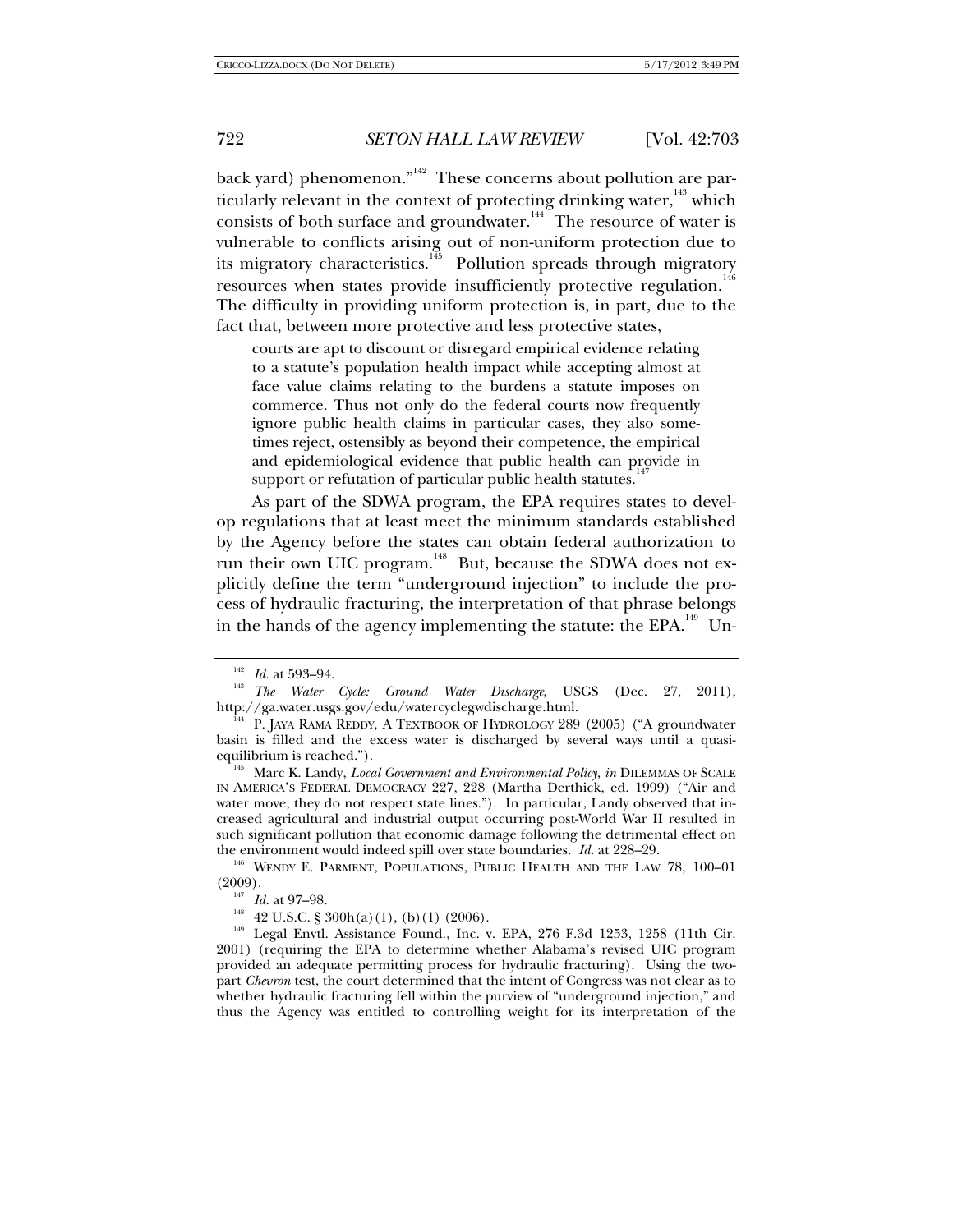back yard) phenomenon."[142] These concerns about pollution are particularly relevant in the context of protecting drinking water,[143] which consists of both surface and groundwater.[144] The resource of water is vulnerable to conflicts arising out of non-uniform protection due to its migratory characteristics.[145] Pollution spreads through migratory resources when states provide insufficiently protective regulation.[146] The difficulty in providing uniform protection is, in part, due to the fact that, between more protective and less protective states,

> courts are apt to discount or disregard empirical evidence relating to a statute's population health impact while accepting almost at face value claims relating to the burdens a statute imposes on commerce. Thus not only do the federal courts now frequently ignore public health claims in particular cases, they also sometimes reject, ostensibly as beyond their competence, the empirical and epidemiological evidence that public health can provide in support or refutation of particular public health statutes.[147]

As part of the SDWA program, the EPA requires states to develop regulations that at least meet the minimum standards established by the Agency before the states can obtain federal authorization to run their own UIC program.[148] But, because the SDWA does not explicitly define the term "underground injection" to include the process of hydraulic fracturing, the interpretation of that phrase belongs in the hands of the agency implementing the statute: the EPA.[149] Un-

---

[142] *Id.* at 593–94.

[143] *The Water Cycle: Ground Water Discharge*, USGS (Dec. 27, 2011), http://ga.water.usgs.gov/edu/watercyclegwdischarge.html.

[144] P. JAYA RAMA REDDY, A TEXTBOOK OF HYDROLOGY 289 (2005) ("A groundwater basin is filled and the excess water is discharged by several ways until a quasi-equilibrium is reached.").

[145] Marc K. Landy, *Local Government and Environmental Policy*, *in* DILEMMAS OF SCALE IN AMERICA'S FEDERAL DEMOCRACY 227, 228 (Martha Derthick, ed. 1999) ("Air and water move; they do not respect state lines."). In particular, Landy observed that increased agricultural and industrial output occurring post-World War II resulted in such significant pollution that economic damage following the detrimental effect on the environment would indeed spill over state boundaries. *Id.* at 228–29.

[146] WENDY E. PARMENT, POPULATIONS, PUBLIC HEALTH AND THE LAW 78, 100–01 (2009).

[147] *Id.* at 97–98.

[148] 42 U.S.C. § 300h(a)(1), (b)(1) (2006).

[149] Legal Envtl. Assistance Found., Inc. v. EPA, 276 F.3d 1253, 1258 (11th Cir. 2001) (requiring the EPA to determine whether Alabama's revised UIC program provided an adequate permitting process for hydraulic fracturing). Using the two-part *Chevron* test, the court determined that the intent of Congress was not clear as to whether hydraulic fracturing fell within the purview of "underground injection," and thus the Agency was entitled to controlling weight for its interpretation of the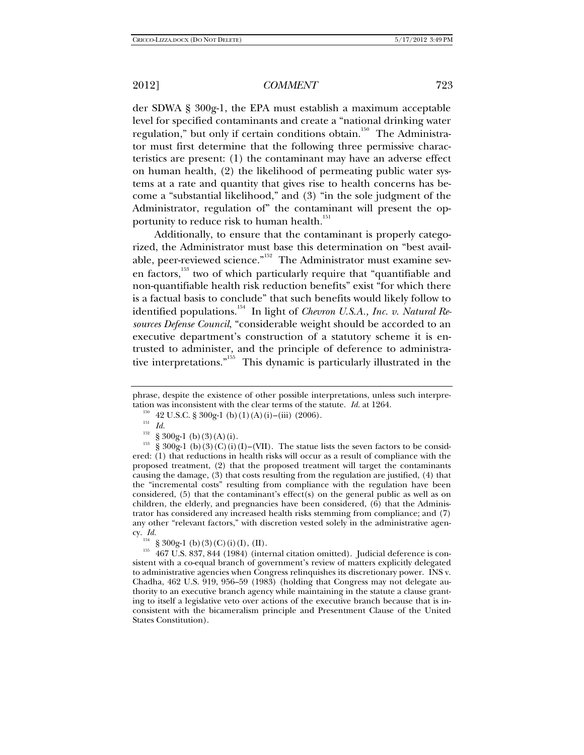der SDWA § 300g-1, the EPA must establish a maximum acceptable level for specified contaminants and create a "national drinking water regulation," but only if certain conditions obtain.[150] The Administrator must first determine that the following three permissive characteristics are present: (1) the contaminant may have an adverse effect on human health, (2) the likelihood of permeating public water systems at a rate and quantity that gives rise to health concerns has become a "substantial likelihood," and (3) "in the sole judgment of the Administrator, regulation of" the contaminant will present the opportunity to reduce risk to human health.[151]

Additionally, to ensure that the contaminant is properly categorized, the Administrator must base this determination on "best available, peer-reviewed science."[152] The Administrator must examine seven factors,[153] two of which particularly require that "quantifiable and non-quantifiable health risk reduction benefits" exist "for which there is a factual basis to conclude" that such benefits would likely follow to identified populations.[154] In light of *Chevron U.S.A., Inc. v. Natural Resources Defense Council*, "considerable weight should be accorded to an executive department's construction of a statutory scheme it is entrusted to administer, and the principle of deference to administrative interpretations."[155] This dynamic is particularly illustrated in the

---

phrase, despite the existence of other possible interpretations, unless such interpretation was inconsistent with the clear terms of the statute. *Id.* at 1264.

[150] 42 U.S.C. § 300g-1 (b)(1)(A)(i)–(iii) (2006).

[151] *Id.*

[152] § 300g-1 (b)(3)(A)(i).

[153] § 300g-1 (b)(3)(C)(i)(I)–(VII). The statue lists the seven factors to be considered: (1) that reductions in health risks will occur as a result of compliance with the proposed treatment, (2) that the proposed treatment will target the contaminants causing the damage, (3) that costs resulting from the regulation are justified, (4) that the "incremental costs" resulting from compliance with the regulation have been considered, (5) that the contaminant's effect(s) on the general public as well as on children, the elderly, and pregnancies have been considered, (6) that the Administrator has considered any increased health risks stemming from compliance; and (7) any other "relevant factors," with discretion vested solely in the administrative agency. *Id.*

[154] § 300g-1 (b)(3)(C)(i)(I), (II).

[155] 467 U.S. 837, 844 (1984) (internal citation omitted). Judicial deference is consistent with a co-equal branch of government's review of matters explicitly delegated to administrative agencies when Congress relinquishes its discretionary power. INS v. Chadha, 462 U.S. 919, 956–59 (1983) (holding that Congress may not delegate authority to an executive branch agency while maintaining in the statute a clause granting to itself a legislative veto over actions of the executive branch because that is inconsistent with the bicameralism principle and Presentment Clause of the United States Constitution).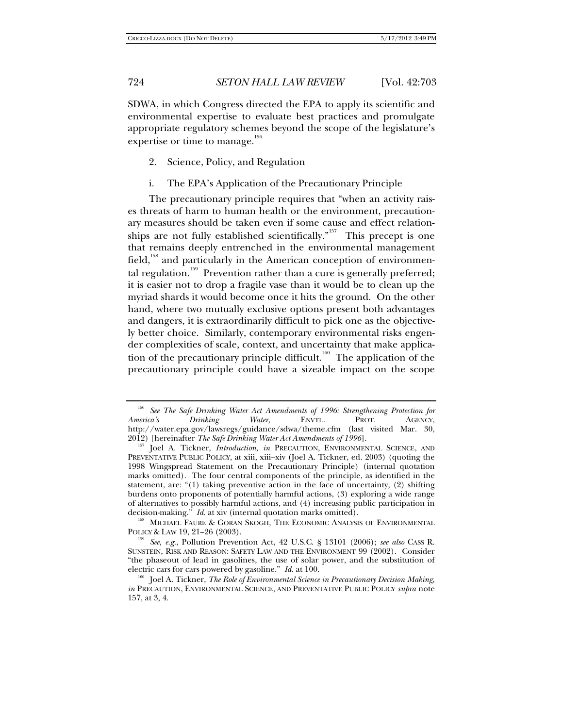SDWA, in which Congress directed the EPA to apply its scientific and environmental expertise to evaluate best practices and promulgate appropriate regulatory schemes beyond the scope of the legislature's expertise or time to manage.[156]

2. Science, Policy, and Regulation

i. The EPA's Application of the Precautionary Principle

The precautionary principle requires that "when an activity raises threats of harm to human health or the environment, precautionary measures should be taken even if some cause and effect relationships are not fully established scientifically."[157] This precept is one that remains deeply entrenched in the environmental management field,[158] and particularly in the American conception of environmental regulation.[159] Prevention rather than a cure is generally preferred; it is easier not to drop a fragile vase than it would be to clean up the myriad shards it would become once it hits the ground. On the other hand, where two mutually exclusive options present both advantages and dangers, it is extraordinarily difficult to pick one as the objectively better choice. Similarly, contemporary environmental risks engender complexities of scale, context, and uncertainty that make application of the precautionary principle difficult.[160] The application of the precautionary principle could have a sizeable impact on the scope

---

[156] *See The Safe Drinking Water Act Amendments of 1996: Strengthening Protection for America's Drinking Water*, ENVTL. PROT. AGENCY, http://water.epa.gov/lawsregs/guidance/sdwa/theme.cfm (last visited Mar. 30, 2012) [hereinafter *The Safe Drinking Water Act Amendments of 1996*].

[157] Joel A. Tickner, *Introduction*, *in* PRECAUTION, ENVIRONMENTAL SCIENCE, AND PREVENTATIVE PUBLIC POLICY, at xiii, xiii–xiv (Joel A. Tickner, ed. 2003) (quoting the 1998 Wingspread Statement on the Precautionary Principle) (internal quotation marks omitted). The four central components of the principle, as identified in the statement, are: "(1) taking preventive action in the face of uncertainty, (2) shifting burdens onto proponents of potentially harmful actions, (3) exploring a wide range of alternatives to possibly harmful actions, and (4) increasing public participation in decision-making." *Id.* at xiv (internal quotation marks omitted).

[158] MICHAEL FAURE & GORAN SKOGH, THE ECONOMIC ANALYSIS OF ENVIRONMENTAL POLICY & LAW 19, 21–26 (2003).

[159] *See, e.g.*, Pollution Prevention Act, 42 U.S.C. § 13101 (2006); *see also* CASS R. SUNSTEIN, RISK AND REASON: SAFETY LAW AND THE ENVIRONMENT 99 (2002). Consider "the phaseout of lead in gasolines, the use of solar power, and the substitution of electric cars for cars powered by gasoline." *Id.* at 100.

[160] Joel A. Tickner, *The Role of Environmental Science in Precautionary Decision Making*, *in* PRECAUTION, ENVIRONMENTAL SCIENCE, AND PREVENTATIVE PUBLIC POLICY *supra* note 157, at 3, 4.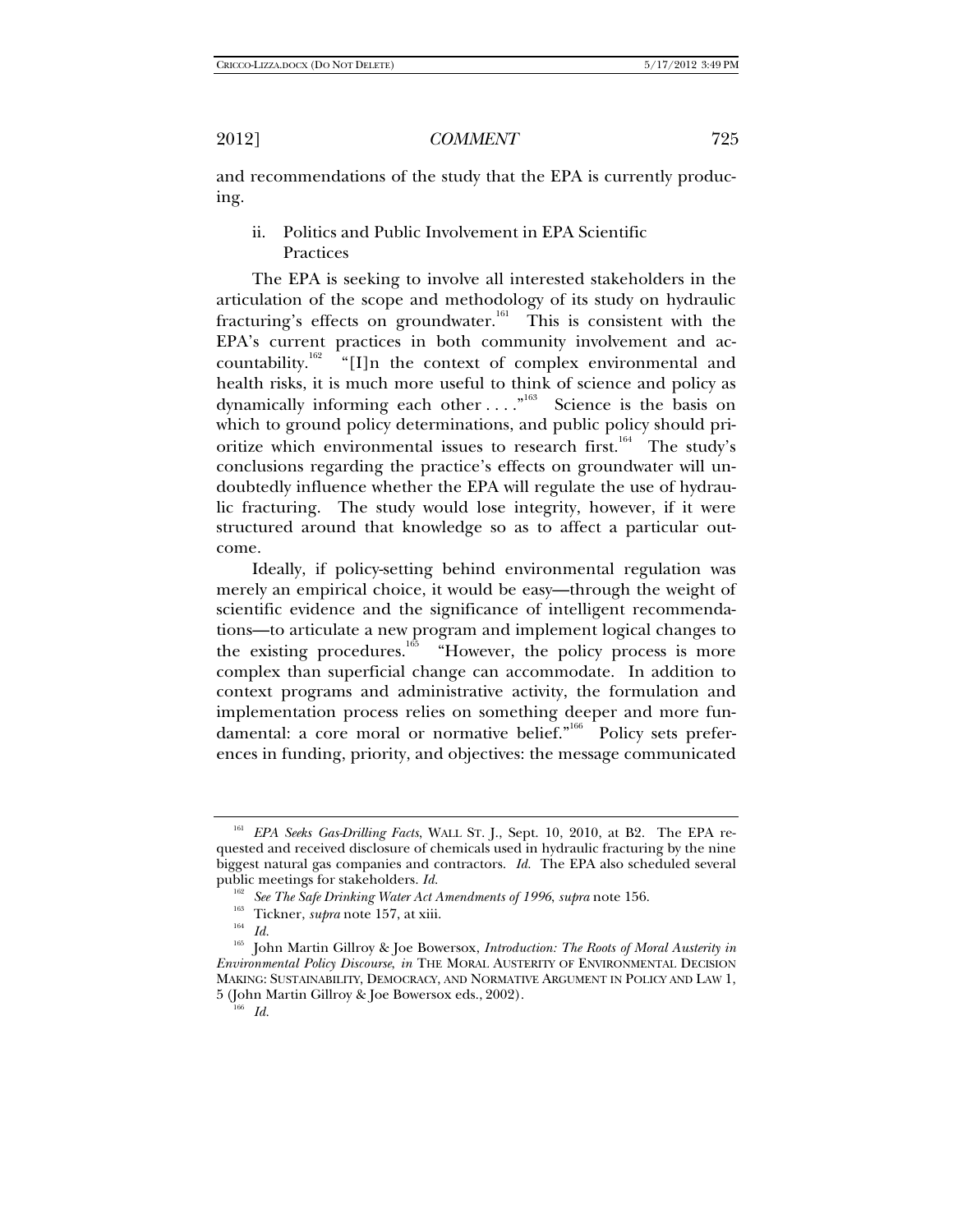and recommendations of the study that the EPA is currently producing.

ii. Politics and Public Involvement in EPA Scientific Practices

The EPA is seeking to involve all interested stakeholders in the articulation of the scope and methodology of its study on hydraulic fracturing's effects on groundwater.[161] This is consistent with the EPA's current practices in both community involvement and accountability.[162] "[I]n the context of complex environmental and health risks, it is much more useful to think of science and policy as dynamically informing each other . . . ."[163] Science is the basis on which to ground policy determinations, and public policy should prioritize which environmental issues to research first.[164] The study's conclusions regarding the practice's effects on groundwater will undoubtedly influence whether the EPA will regulate the use of hydraulic fracturing. The study would lose integrity, however, if it were structured around that knowledge so as to affect a particular outcome.

Ideally, if policy-setting behind environmental regulation was merely an empirical choice, it would be easy—through the weight of scientific evidence and the significance of intelligent recommendations—to articulate a new program and implement logical changes to the existing procedures.[165] "However, the policy process is more complex than superficial change can accommodate. In addition to context programs and administrative activity, the formulation and implementation process relies on something deeper and more fundamental: a core moral or normative belief."[166] Policy sets preferences in funding, priority, and objectives: the message communicated

---

[161] *EPA Seeks Gas-Drilling Facts*, WALL ST. J., Sept. 10, 2010, at B2. The EPA requested and received disclosure of chemicals used in hydraulic fracturing by the nine biggest natural gas companies and contractors. *Id.* The EPA also scheduled several public meetings for stakeholders. *Id.*

[162] *See The Safe Drinking Water Act Amendments of 1996*, *supra* note 156.

[163] Tickner, *supra* note 157, at xiii.

[164] *Id.*

[165] John Martin Gillroy & Joe Bowersox, *Introduction: The Roots of Moral Austerity in Environmental Policy Discourse*, *in* THE MORAL AUSTERITY OF ENVIRONMENTAL DECISION MAKING: SUSTAINABILITY, DEMOCRACY, AND NORMATIVE ARGUMENT IN POLICY AND LAW 1, 5 (John Martin Gillroy & Joe Bowersox eds., 2002).

[166] *Id.*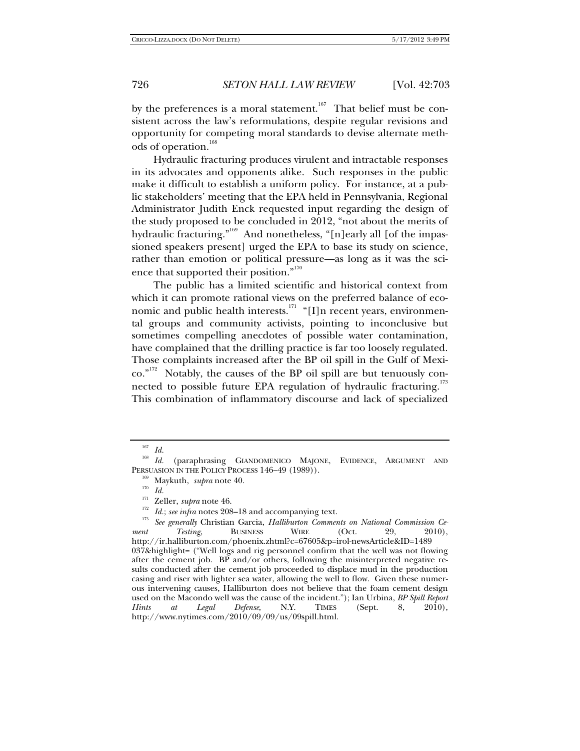by the preferences is a moral statement.[167] That belief must be consistent across the law's reformulations, despite regular revisions and opportunity for competing moral standards to devise alternate methods of operation.[168]

Hydraulic fracturing produces virulent and intractable responses in its advocates and opponents alike. Such responses in the public make it difficult to establish a uniform policy. For instance, at a public stakeholders' meeting that the EPA held in Pennsylvania, Regional Administrator Judith Enck requested input regarding the design of the study proposed to be concluded in 2012, "not about the merits of hydraulic fracturing."[169] And nonetheless, "[n]early all [of the impassioned speakers present] urged the EPA to base its study on science, rather than emotion or political pressure—as long as it was the science that supported their position."[170]

The public has a limited scientific and historical context from which it can promote rational views on the preferred balance of economic and public health interests.[171] "[I]n recent years, environmental groups and community activists, pointing to inconclusive but sometimes compelling anecdotes of possible water contamination, have complained that the drilling practice is far too loosely regulated. Those complaints increased after the BP oil spill in the Gulf of Mexico."[172] Notably, the causes of the BP oil spill are but tenuously connected to possible future EPA regulation of hydraulic fracturing.[173] This combination of inflammatory discourse and lack of specialized

---

[167] *Id.*

[168] *Id.* (paraphrasing GIANDOMENICO MAJONE, EVIDENCE, ARGUMENT AND PERSUASION IN THE POLICY PROCESS 146–49 (1989)).

[169] Maykuth, *supra* note 40.

[170] *Id.*

[171] Zeller, *supra* note 46.

[172] *Id.*; *see infra* notes 208–18 and accompanying text.

[173] *See generally* Christian Garcia, *Halliburton Comments on National Commission Cement Testing*, BUSINESS WIRE (Oct. 29, 2010), http://ir.halliburton.com/phoenix.zhtml?c=67605&p=irol-newsArticle&ID=1489037&highlight= ("Well logs and rig personnel confirm that the well was not flowing after the cement job. BP and/or others, following the misinterpreted negative results conducted after the cement job proceeded to displace mud in the production casing and riser with lighter sea water, allowing the well to flow. Given these numerous intervening causes, Halliburton does not believe that the foam cement design used on the Macondo well was the cause of the incident."); Ian Urbina, *BP Spill Report Hints at Legal Defense*, N.Y. TIMES (Sept. 8, 2010), http://www.nytimes.com/2010/09/09/us/09spill.html.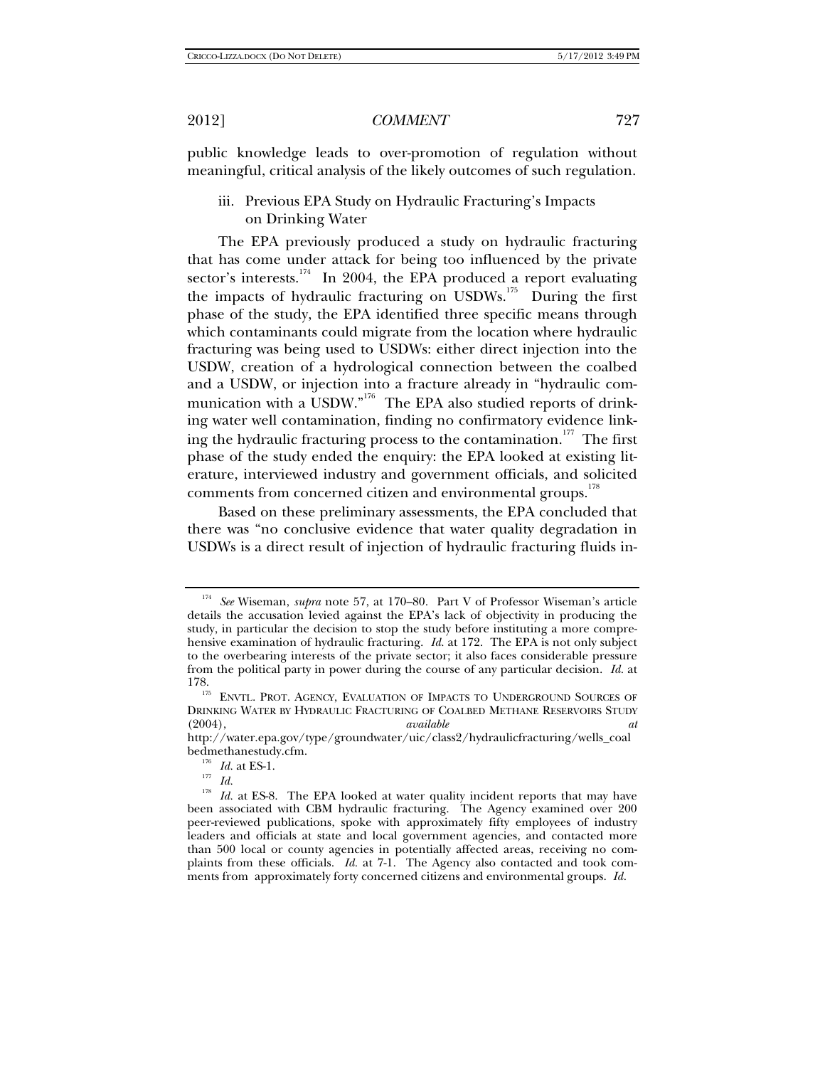public knowledge leads to over-promotion of regulation without meaningful, critical analysis of the likely outcomes of such regulation.

### iii. Previous EPA Study on Hydraulic Fracturing's Impacts on Drinking Water

The EPA previously produced a study on hydraulic fracturing that has come under attack for being too influenced by the private sector's interests.[174] In 2004, the EPA produced a report evaluating the impacts of hydraulic fracturing on USDWs.[175] During the first phase of the study, the EPA identified three specific means through which contaminants could migrate from the location where hydraulic fracturing was being used to USDWs: either direct injection into the USDW, creation of a hydrological connection between the coalbed and a USDW, or injection into a fracture already in "hydraulic communication with a USDW."[176] The EPA also studied reports of drinking water well contamination, finding no confirmatory evidence linking the hydraulic fracturing process to the contamination.[177] The first phase of the study ended the enquiry: the EPA looked at existing literature, interviewed industry and government officials, and solicited comments from concerned citizen and environmental groups.[178]

Based on these preliminary assessments, the EPA concluded that there was "no conclusive evidence that water quality degradation in USDWs is a direct result of injection of hydraulic fracturing fluids in-

---

[174] *See* Wiseman, *supra* note 57, at 170–80. Part V of Professor Wiseman's article details the accusation levied against the EPA's lack of objectivity in producing the study, in particular the decision to stop the study before instituting a more comprehensive examination of hydraulic fracturing. *Id.* at 172. The EPA is not only subject to the overbearing interests of the private sector; it also faces considerable pressure from the political party in power during the course of any particular decision. *Id.* at 178.

[175] ENVTL. PROT. AGENCY, EVALUATION OF IMPACTS TO UNDERGROUND SOURCES OF DRINKING WATER BY HYDRAULIC FRACTURING OF COALBED METHANE RESERVOIRS STUDY (2004), *available at* http://water.epa.gov/type/groundwater/uic/class2/hydraulicfracturing/wells_coalbedmethanestudy.cfm.

[176] *Id.* at ES-1.

[177] *Id.*

[178] *Id.* at ES-8. The EPA looked at water quality incident reports that may have been associated with CBM hydraulic fracturing. The Agency examined over 200 peer-reviewed publications, spoke with approximately fifty employees of industry leaders and officials at state and local government agencies, and contacted more than 500 local or county agencies in potentially affected areas, receiving no complaints from these officials. *Id.* at 7-1. The Agency also contacted and took comments from approximately forty concerned citizens and environmental groups. *Id.*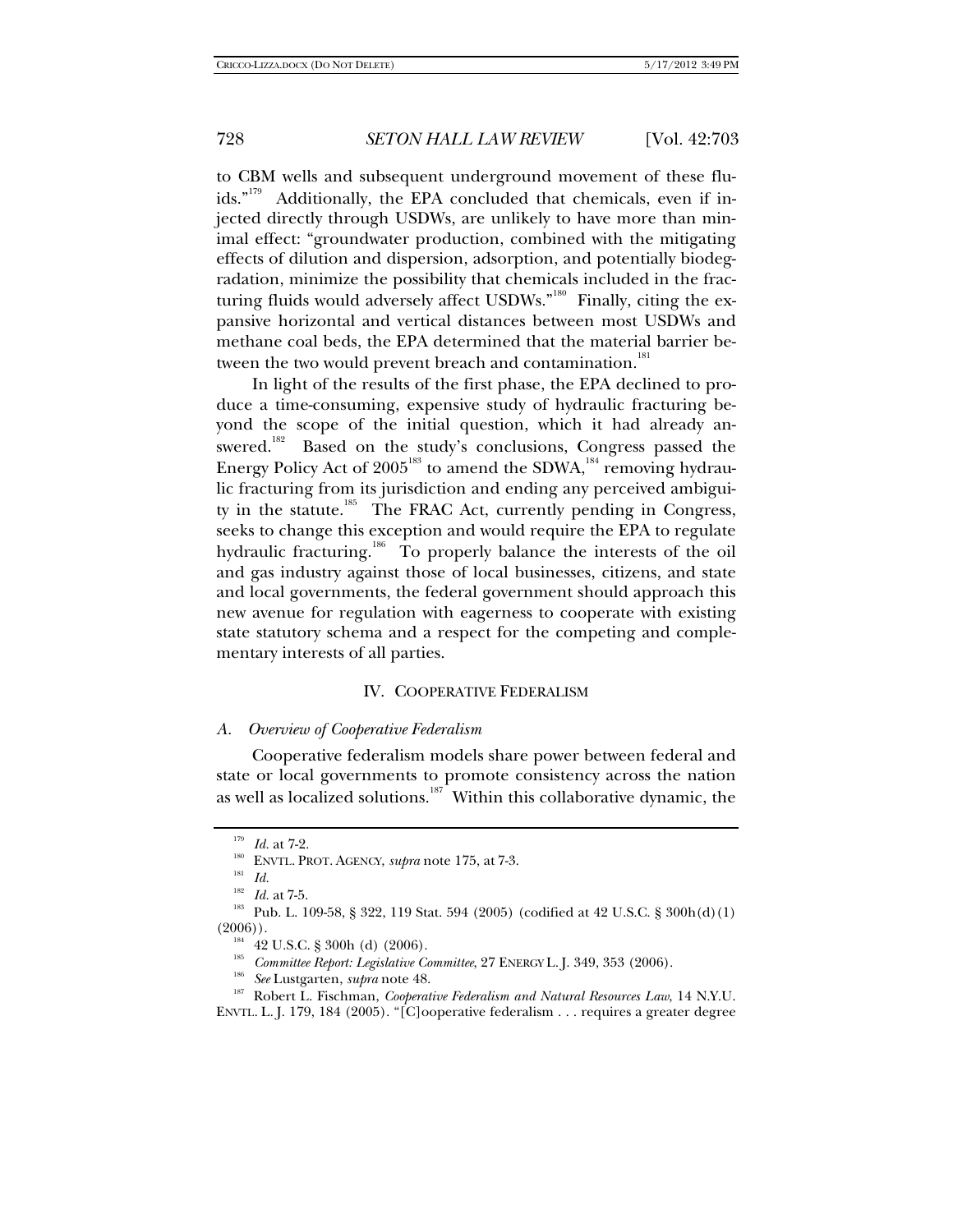to CBM wells and subsequent underground movement of these fluids."[179] Additionally, the EPA concluded that chemicals, even if injected directly through USDWs, are unlikely to have more than minimal effect: "groundwater production, combined with the mitigating effects of dilution and dispersion, adsorption, and potentially biodegradation, minimize the possibility that chemicals included in the fracturing fluids would adversely affect USDWs."[180] Finally, citing the expansive horizontal and vertical distances between most USDWs and methane coal beds, the EPA determined that the material barrier between the two would prevent breach and contamination.[181]

In light of the results of the first phase, the EPA declined to produce a time-consuming, expensive study of hydraulic fracturing beyond the scope of the initial question, which it had already answered.[182] Based on the study's conclusions, Congress passed the Energy Policy Act of 2005[183] to amend the SDWA,[184] removing hydraulic fracturing from its jurisdiction and ending any perceived ambiguity in the statute.[185] The FRAC Act, currently pending in Congress, seeks to change this exception and would require the EPA to regulate hydraulic fracturing.[186] To properly balance the interests of the oil and gas industry against those of local businesses, citizens, and state and local governments, the federal government should approach this new avenue for regulation with eagerness to cooperate with existing state statutory schema and a respect for the competing and complementary interests of all parties.

## IV. Cooperative Federalism

### A. *Overview of Cooperative Federalism*

Cooperative federalism models share power between federal and state or local governments to promote consistency across the nation as well as localized solutions.[187] Within this collaborative dynamic, the

---

[179] *Id.* at 7-2.

[180] Envtl. Prot. Agency, *supra* note 175, at 7-3.

[181] *Id.*

[182] *Id.* at 7-5.

[183] Pub. L. 109-58, § 322, 119 Stat. 594 (2005) (codified at 42 U.S.C. § 300h(d)(1) (2006)).

[184] 42 U.S.C. § 300h (d) (2006).

[185] *Committee Report: Legislative Committee*, 27 Energy L. J. 349, 353 (2006).

[186] *See* Lustgarten, *supra* note 48.

[187] Robert L. Fischman, *Cooperative Federalism and Natural Resources Law*, 14 N.Y.U. Envtl. L. J. 179, 184 (2005). "[C]ooperative federalism . . . requires a greater degree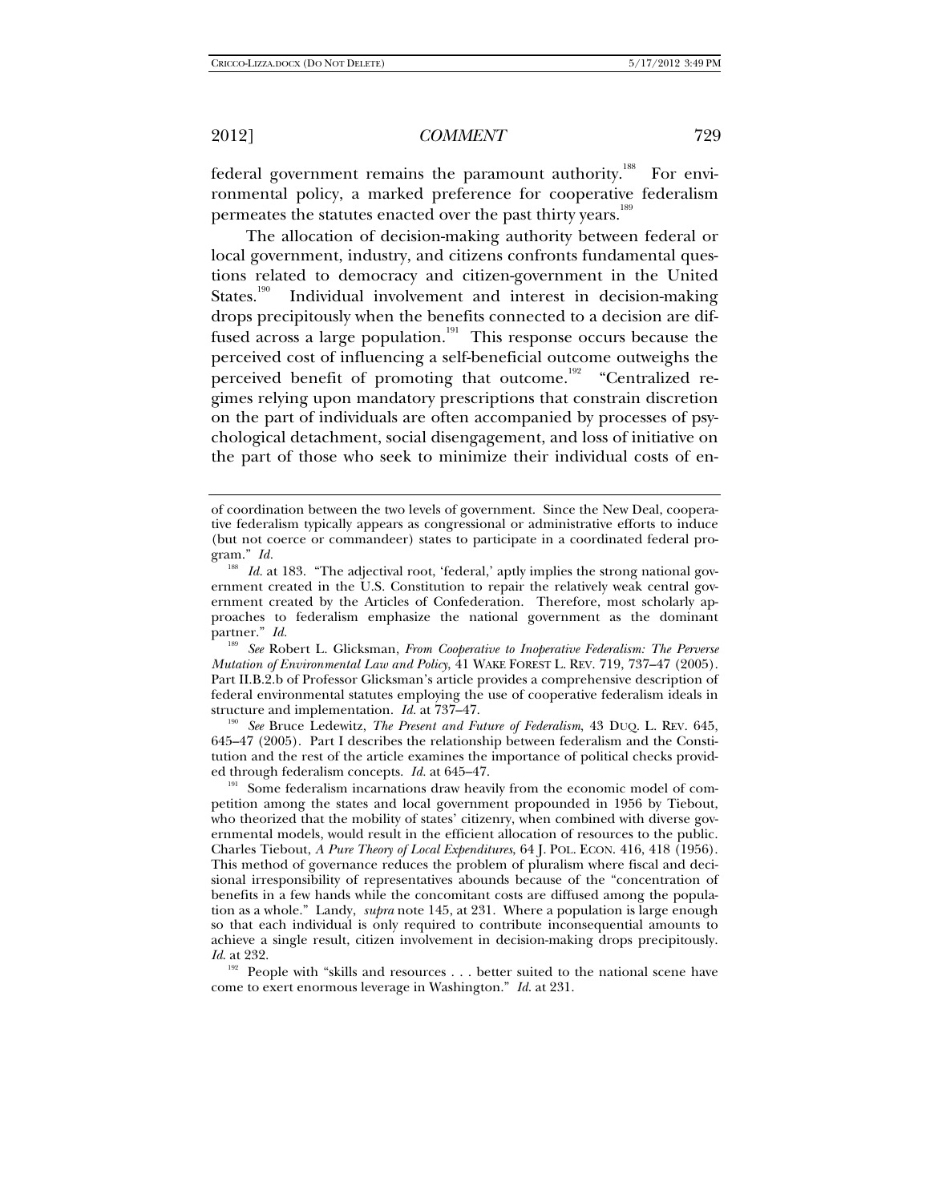federal government remains the paramount authority.[188] For environmental policy, a marked preference for cooperative federalism permeates the statutes enacted over the past thirty years.[189]

The allocation of decision-making authority between federal or local government, industry, and citizens confronts fundamental questions related to democracy and citizen-government in the United States.[190] Individual involvement and interest in decision-making drops precipitously when the benefits connected to a decision are diffused across a large population.[191] This response occurs because the perceived cost of influencing a self-beneficial outcome outweighs the perceived benefit of promoting that outcome.[192] "Centralized regimes relying upon mandatory prescriptions that constrain discretion on the part of individuals are often accompanied by processes of psychological detachment, social disengagement, and loss of initiative on the part of those who seek to minimize their individual costs of en-

---

of coordination between the two levels of government. Since the New Deal, cooperative federalism typically appears as congressional or administrative efforts to induce (but not coerce or commandeer) states to participate in a coordinated federal program." *Id.*

[188] *Id.* at 183. "The adjectival root, 'federal,' aptly implies the strong national government created in the U.S. Constitution to repair the relatively weak central government created by the Articles of Confederation. Therefore, most scholarly approaches to federalism emphasize the national government as the dominant partner." *Id.*

[189] *See* Robert L. Glicksman, *From Cooperative to Inoperative Federalism: The Perverse Mutation of Environmental Law and Policy*, 41 WAKE FOREST L. REV. 719, 737–47 (2005). Part II.B.2.b of Professor Glicksman's article provides a comprehensive description of federal environmental statutes employing the use of cooperative federalism ideals in structure and implementation. *Id.* at 737–47.

[190] *See* Bruce Ledewitz, *The Present and Future of Federalism*, 43 DUQ. L. REV. 645, 645–47 (2005). Part I describes the relationship between federalism and the Constitution and the rest of the article examines the importance of political checks provided through federalism concepts. *Id.* at 645–47.

[191] Some federalism incarnations draw heavily from the economic model of competition among the states and local government propounded in 1956 by Tiebout, who theorized that the mobility of states' citizenry, when combined with diverse governmental models, would result in the efficient allocation of resources to the public. Charles Tiebout, *A Pure Theory of Local Expenditures*, 64 J. POL. ECON. 416, 418 (1956). This method of governance reduces the problem of pluralism where fiscal and decisional irresponsibility of representatives abounds because of the "concentration of benefits in a few hands while the concomitant costs are diffused among the population as a whole." Landy, *supra* note 145, at 231. Where a population is large enough so that each individual is only required to contribute inconsequential amounts to achieve a single result, citizen involvement in decision-making drops precipitously. *Id.* at 232.

[192] People with "skills and resources . . . better suited to the national scene have come to exert enormous leverage in Washington." *Id.* at 231.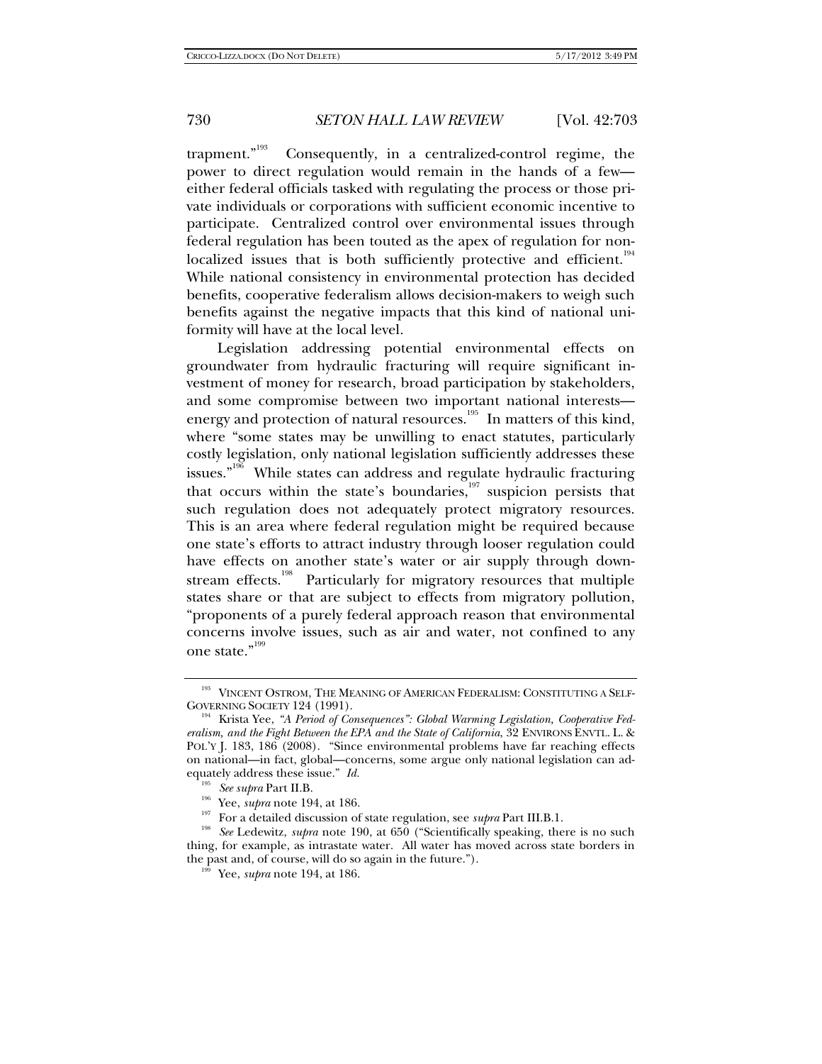trapment."[193] Consequently, in a centralized-control regime, the power to direct regulation would remain in the hands of a few—either federal officials tasked with regulating the process or those private individuals or corporations with sufficient economic incentive to participate. Centralized control over environmental issues through federal regulation has been touted as the apex of regulation for non-localized issues that is both sufficiently protective and efficient.[194] While national consistency in environmental protection has decided benefits, cooperative federalism allows decision-makers to weigh such benefits against the negative impacts that this kind of national uniformity will have at the local level.

Legislation addressing potential environmental effects on groundwater from hydraulic fracturing will require significant investment of money for research, broad participation by stakeholders, and some compromise between two important national interests—energy and protection of natural resources.[195] In matters of this kind, where "some states may be unwilling to enact statutes, particularly costly legislation, only national legislation sufficiently addresses these issues."[196] While states can address and regulate hydraulic fracturing that occurs within the state's boundaries,[197] suspicion persists that such regulation does not adequately protect migratory resources. This is an area where federal regulation might be required because one state's efforts to attract industry through looser regulation could have effects on another state's water or air supply through downstream effects.[198] Particularly for migratory resources that multiple states share or that are subject to effects from migratory pollution, "proponents of a purely federal approach reason that environmental concerns involve issues, such as air and water, not confined to any one state."[199]

---

[193] VINCENT OSTROM, THE MEANING OF AMERICAN FEDERALISM: CONSTITUTING A SELF-GOVERNING SOCIETY 124 (1991).

[194] Krista Yee, *"A Period of Consequences": Global Warming Legislation, Cooperative Federalism, and the Fight Between the EPA and the State of California*, 32 ENVIRONS ENVTL. L. & POL'Y J. 183, 186 (2008). "Since environmental problems have far reaching effects on national—in fact, global—concerns, some argue only national legislation can adequately address these issue." *Id.*

[195] *See supra* Part II.B.

[196] Yee, *supra* note 194, at 186.

[197] For a detailed discussion of state regulation, see *supra* Part III.B.1.

[198] *See* Ledewitz, *supra* note 190, at 650 ("Scientifically speaking, there is no such thing, for example, as intrastate water. All water has moved across state borders in the past and, of course, will do so again in the future.").

[199] Yee, *supra* note 194, at 186.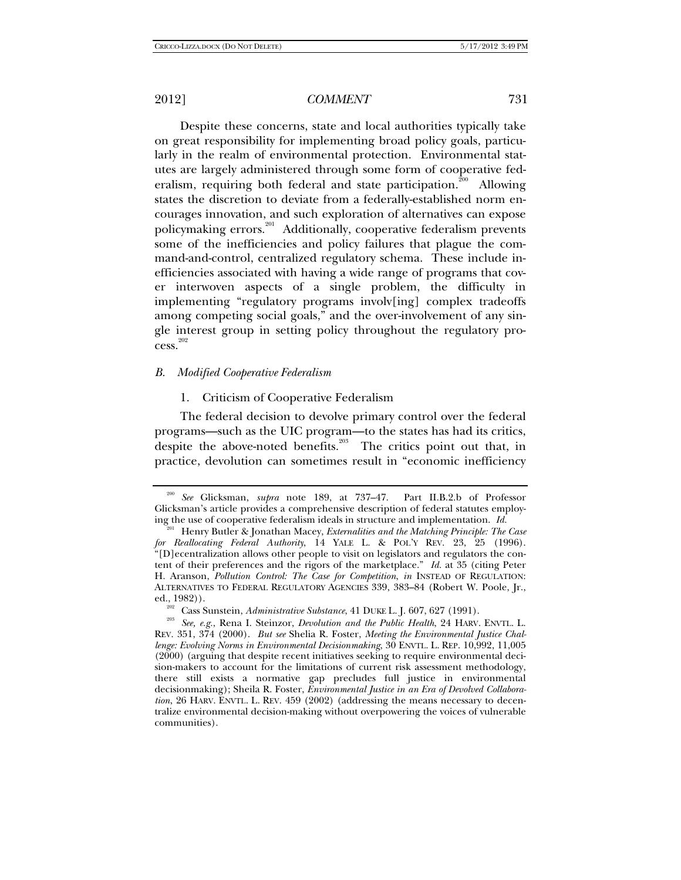Despite these concerns, state and local authorities typically take on great responsibility for implementing broad policy goals, particularly in the realm of environmental protection. Environmental statutes are largely administered through some form of cooperative federalism, requiring both federal and state participation.[200] Allowing states the discretion to deviate from a federally-established norm encourages innovation, and such exploration of alternatives can expose policymaking errors.[201] Additionally, cooperative federalism prevents some of the inefficiencies and policy failures that plague the command-and-control, centralized regulatory schema. These include inefficiencies associated with having a wide range of programs that cover interwoven aspects of a single problem, the difficulty in implementing "regulatory programs involv[ing] complex tradeoffs among competing social goals," and the over-involvement of any single interest group in setting policy throughout the regulatory process.[202]

### *B. Modified Cooperative Federalism*

#### 1. Criticism of Cooperative Federalism

The federal decision to devolve primary control over the federal programs—such as the UIC program—to the states has had its critics, despite the above-noted benefits.[203] The critics point out that, in practice, devolution can sometimes result in "economic inefficiency

---

[200] *See* Glicksman, *supra* note 189, at 737–47. Part II.B.2.b of Professor Glicksman's article provides a comprehensive description of federal statutes employing the use of cooperative federalism ideals in structure and implementation. *Id.*

[201] Henry Butler & Jonathan Macey, *Externalities and the Matching Principle: The Case for Reallocating Federal Authority*, 14 YALE L. & POL'Y REV. 23, 25 (1996). "[D]ecentralization allows other people to visit on legislators and regulators the content of their preferences and the rigors of the marketplace." *Id.* at 35 (citing Peter H. Aranson, *Pollution Control: The Case for Competition*, *in* INSTEAD OF REGULATION: ALTERNATIVES TO FEDERAL REGULATORY AGENCIES 339, 383–84 (Robert W. Poole, Jr., ed., 1982)).

[202] Cass Sunstein, *Administrative Substance*, 41 DUKE L. J. 607, 627 (1991).

[203] *See, e.g.*, Rena I. Steinzor, *Devolution and the Public Health*, 24 HARV. ENVTL. L. REV. 351, 374 (2000). *But see* Shelia R. Foster, *Meeting the Environmental Justice Challenge: Evolving Norms in Environmental Decisionmaking*, 30 ENVTL. L. REP. 10,992, 11,005 (2000) (arguing that despite recent initiatives seeking to require environmental decision-makers to account for the limitations of current risk assessment methodology, there still exists a normative gap precludes full justice in environmental decisionmaking); Sheila R. Foster, *Environmental Justice in an Era of Devolved Collaboration*, 26 HARV. ENVTL. L. REV. 459 (2002) (addressing the means necessary to decentralize environmental decision-making without overpowering the voices of vulnerable communities).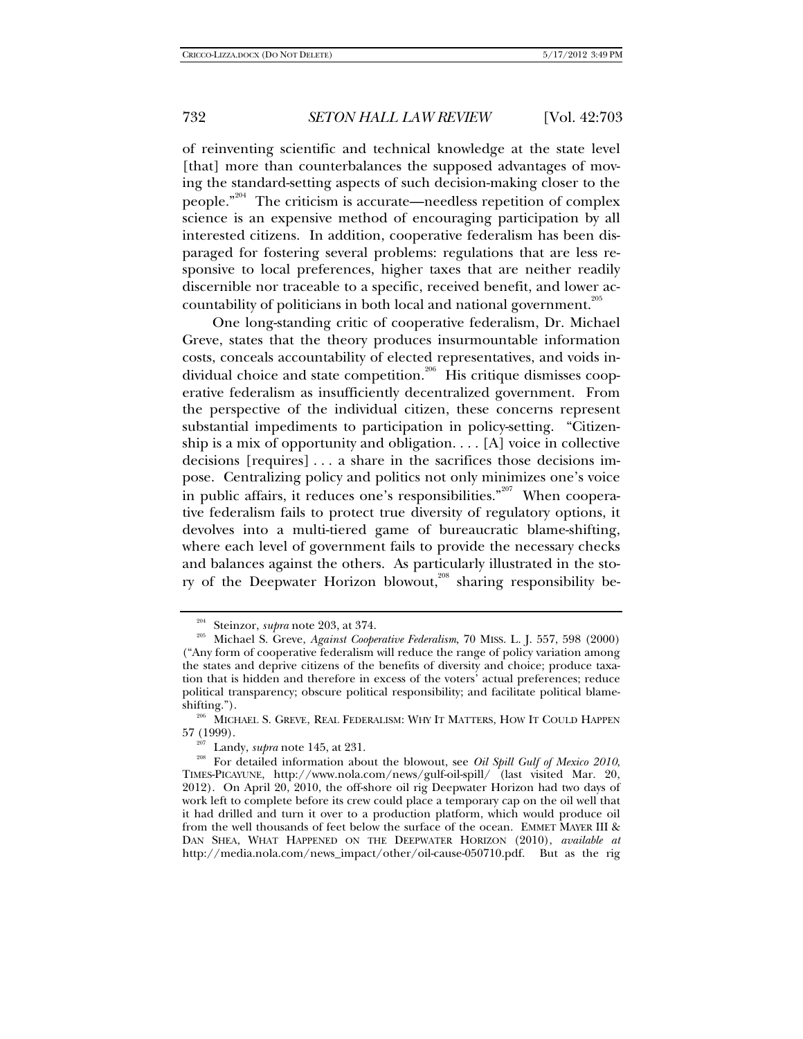of reinventing scientific and technical knowledge at the state level [that] more than counterbalances the supposed advantages of moving the standard-setting aspects of such decision-making closer to the people."[204] The criticism is accurate—needless repetition of complex science is an expensive method of encouraging participation by all interested citizens. In addition, cooperative federalism has been disparaged for fostering several problems: regulations that are less responsive to local preferences, higher taxes that are neither readily discernible nor traceable to a specific, received benefit, and lower accountability of politicians in both local and national government.[205]

One long-standing critic of cooperative federalism, Dr. Michael Greve, states that the theory produces insurmountable information costs, conceals accountability of elected representatives, and voids individual choice and state competition.[206] His critique dismisses cooperative federalism as insufficiently decentralized government. From the perspective of the individual citizen, these concerns represent substantial impediments to participation in policy-setting. "Citizenship is a mix of opportunity and obligation. . . . [A] voice in collective decisions [requires] . . . a share in the sacrifices those decisions impose. Centralizing policy and politics not only minimizes one's voice in public affairs, it reduces one's responsibilities."[207] When cooperative federalism fails to protect true diversity of regulatory options, it devolves into a multi-tiered game of bureaucratic blame-shifting, where each level of government fails to provide the necessary checks and balances against the others. As particularly illustrated in the story of the Deepwater Horizon blowout,[208] sharing responsibility be-

---

[204] Steinzor, *supra* note 203, at 374.

[205] Michael S. Greve, *Against Cooperative Federalism*, 70 MISS. L. J. 557, 598 (2000) ("Any form of cooperative federalism will reduce the range of policy variation among the states and deprive citizens of the benefits of diversity and choice; produce taxation that is hidden and therefore in excess of the voters' actual preferences; reduce political transparency; obscure political responsibility; and facilitate political blame-shifting.").

[206] MICHAEL S. GREVE, REAL FEDERALISM: WHY IT MATTERS, HOW IT COULD HAPPEN 57 (1999).

[207] Landy, *supra* note 145, at 231.

[208] For detailed information about the blowout, see *Oil Spill Gulf of Mexico 2010*, TIMES-PICAYUNE, http://www.nola.com/news/gulf-oil-spill/ (last visited Mar. 20, 2012). On April 20, 2010, the off-shore oil rig Deepwater Horizon had two days of work left to complete before its crew could place a temporary cap on the oil well that it had drilled and turn it over to a production platform, which would produce oil from the well thousands of feet below the surface of the ocean. EMMET MAYER III & DAN SHEA, WHAT HAPPENED ON THE DEEPWATER HORIZON (2010), *available at* http://media.nola.com/news_impact/other/oil-cause-050710.pdf. But as the rig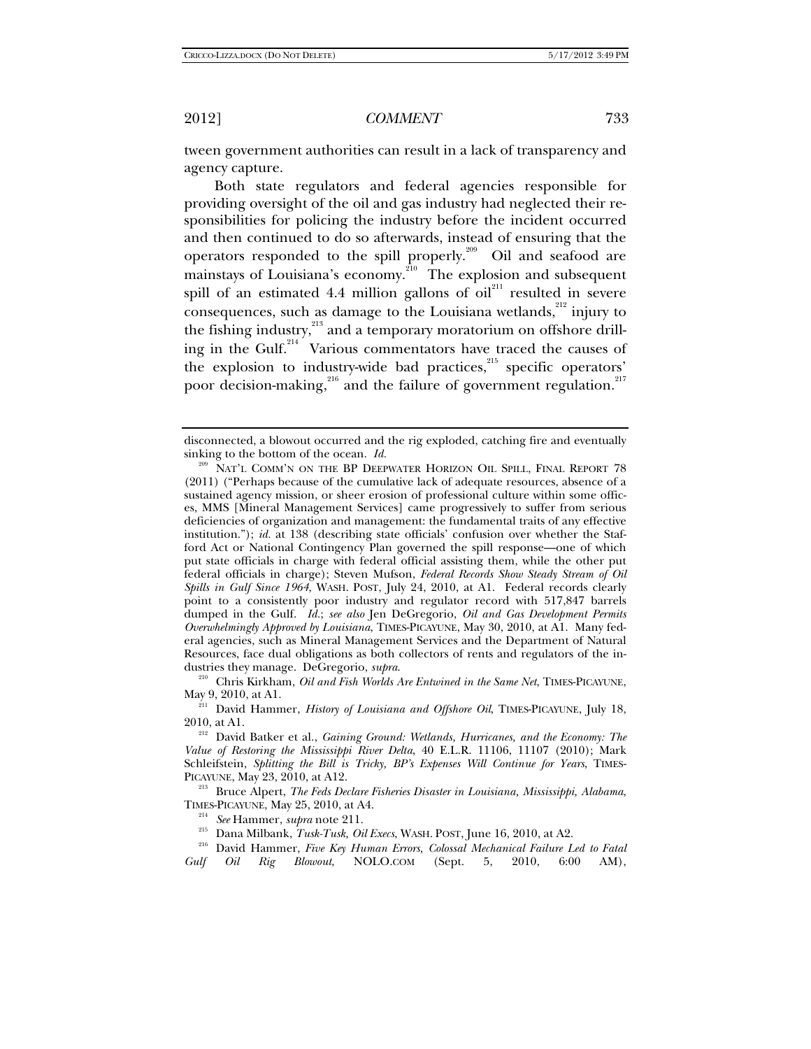tween government authorities can result in a lack of transparency and agency capture.

Both state regulators and federal agencies responsible for providing oversight of the oil and gas industry had neglected their responsibilities for policing the industry before the incident occurred and then continued to do so afterwards, instead of ensuring that the operators responded to the spill properly.[209] Oil and seafood are mainstays of Louisiana's economy.[210] The explosion and subsequent spill of an estimated 4.4 million gallons of oil[211] resulted in severe consequences, such as damage to the Louisiana wetlands,[212] injury to the fishing industry,[213] and a temporary moratorium on offshore drilling in the Gulf.[214] Various commentators have traced the causes of the explosion to industry-wide bad practices,[215] specific operators' poor decision-making,[216] and the failure of government regulation.[217]

---

disconnected, a blowout occurred and the rig exploded, catching fire and eventually sinking to the bottom of the ocean. *Id.*

[209] NAT'L COMM'N ON THE BP DEEPWATER HORIZON OIL SPILL, FINAL REPORT 78 (2011) ("Perhaps because of the cumulative lack of adequate resources, absence of a sustained agency mission, or sheer erosion of professional culture within some offices, MMS [Mineral Management Services] came progressively to suffer from serious deficiencies of organization and management: the fundamental traits of any effective institution."); *id.* at 138 (describing state officials' confusion over whether the Stafford Act or National Contingency Plan governed the spill response—one of which put state officials in charge with federal official assisting them, while the other put federal officials in charge); Steven Mufson, *Federal Records Show Steady Stream of Oil Spills in Gulf Since 1964*, WASH. POST, July 24, 2010, at A1. Federal records clearly point to a consistently poor industry and regulator record with 517,847 barrels dumped in the Gulf. *Id.*; *see also* Jen DeGregorio, *Oil and Gas Development Permits Overwhelmingly Approved by Louisiana*, TIMES-PICAYUNE, May 30, 2010, at A1. Many federal agencies, such as Mineral Management Services and the Department of Natural Resources, face dual obligations as both collectors of rents and regulators of the industries they manage. DeGregorio, *supra*.

[210] Chris Kirkham, *Oil and Fish Worlds Are Entwined in the Same Net*, TIMES-PICAYUNE, May 9, 2010, at A1.

[211] David Hammer, *History of Louisiana and Offshore Oil*, TIMES-PICAYUNE, July 18, 2010, at A1.

[212] David Batker et al., *Gaining Ground: Wetlands, Hurricanes, and the Economy: The Value of Restoring the Mississippi River Delta*, 40 E.L.R. 11106, 11107 (2010); Mark Schleifstein, *Splitting the Bill is Tricky, BP's Expenses Will Continue for Years*, TIMES-PICAYUNE, May 23, 2010, at A12.

[213] Bruce Alpert, *The Feds Declare Fisheries Disaster in Louisiana, Mississippi, Alabama*, TIMES-PICAYUNE, May 25, 2010, at A4.

[214] *See* Hammer, *supra* note 211.

[215] Dana Milbank, *Tusk-Tusk, Oil Execs*, WASH. POST, June 16, 2010, at A2.

[216] David Hammer, *Five Key Human Errors, Colossal Mechanical Failure Led to Fatal Gulf Oil Rig Blowout*, NOLO.COM (Sept. 5, 2010, 6:00 AM),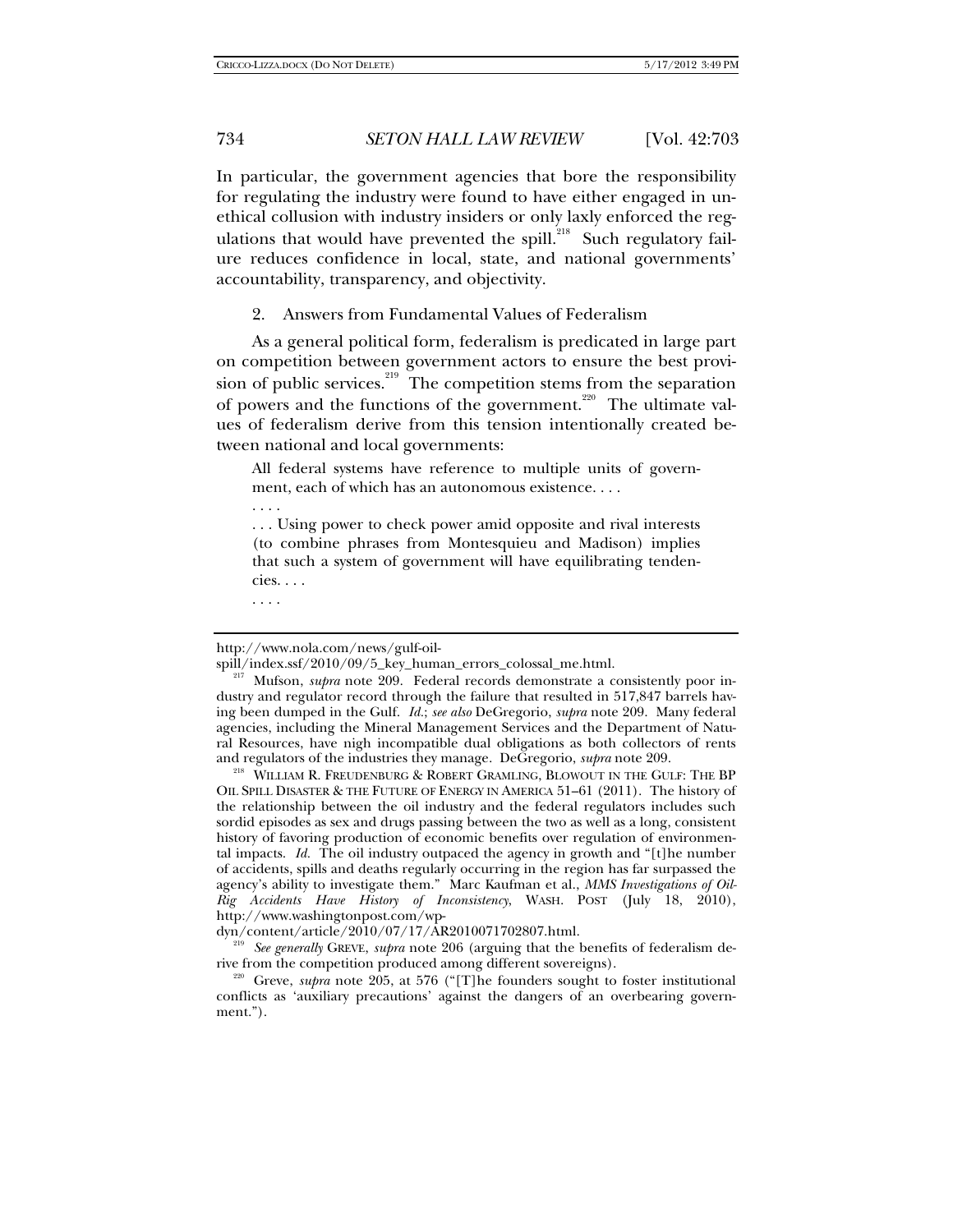In particular, the government agencies that bore the responsibility for regulating the industry were found to have either engaged in unethical collusion with industry insiders or only laxly enforced the regulations that would have prevented the spill.[218] Such regulatory failure reduces confidence in local, state, and national governments' accountability, transparency, and objectivity.

### 2. Answers from Fundamental Values of Federalism

As a general political form, federalism is predicated in large part on competition between government actors to ensure the best provision of public services.[219] The competition stems from the separation of powers and the functions of the government.[220] The ultimate values of federalism derive from this tension intentionally created between national and local governments:

> All federal systems have reference to multiple units of government, each of which has an autonomous existence. . . .
>
> . . . .
>
> . . . Using power to check power amid opposite and rival interests (to combine phrases from Montesquieu and Madison) implies that such a system of government will have equilibrating tendencies. . . .
>
> . . . .

---

http://www.nola.com/news/gulf-oil-spill/index.ssf/2010/09/5_key_human_errors_colossal_me.html.

[217] Mufson, *supra* note 209. Federal records demonstrate a consistently poor industry and regulator record through the failure that resulted in 517,847 barrels having been dumped in the Gulf. *Id.*; *see also* DeGregorio, *supra* note 209. Many federal agencies, including the Mineral Management Services and the Department of Natural Resources, have nigh incompatible dual obligations as both collectors of rents and regulators of the industries they manage. DeGregorio, *supra* note 209.

[218] WILLIAM R. FREUDENBURG & ROBERT GRAMLING, BLOWOUT IN THE GULF: THE BP OIL SPILL DISASTER & THE FUTURE OF ENERGY IN AMERICA 51–61 (2011). The history of the relationship between the oil industry and the federal regulators includes such sordid episodes as sex and drugs passing between the two as well as a long, consistent history of favoring production of economic benefits over regulation of environmental impacts. *Id.* The oil industry outpaced the agency in growth and "[t]he number of accidents, spills and deaths regularly occurring in the region has far surpassed the agency's ability to investigate them." Marc Kaufman et al., *MMS Investigations of Oil-Rig Accidents Have History of Inconsistency*, WASH. POST (July 18, 2010), http://www.washingtonpost.com/wp-dyn/content/article/2010/07/17/AR2010071702807.html.

[219] *See generally* GREVE, *supra* note 206 (arguing that the benefits of federalism derive from the competition produced among different sovereigns).

[220] Greve, *supra* note 205, at 576 ("[T]he founders sought to foster institutional conflicts as 'auxiliary precautions' against the dangers of an overbearing government.").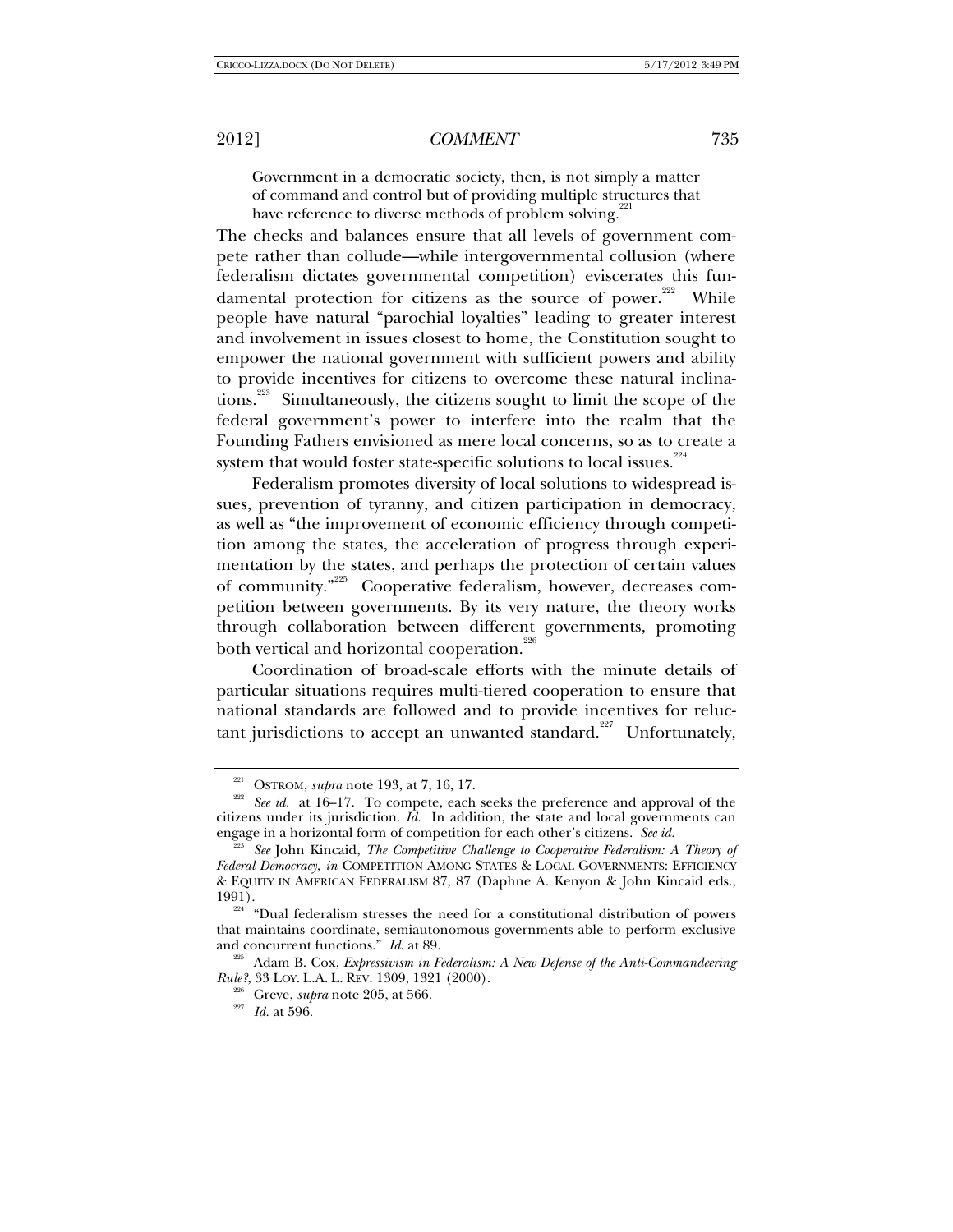> Government in a democratic society, then, is not simply a matter of command and control but of providing multiple structures that have reference to diverse methods of problem solving.[221]

The checks and balances ensure that all levels of government compete rather than collude—while intergovernmental collusion (where federalism dictates governmental competition) eviscerates this fundamental protection for citizens as the source of power.[222] While people have natural "parochial loyalties" leading to greater interest and involvement in issues closest to home, the Constitution sought to empower the national government with sufficient powers and ability to provide incentives for citizens to overcome these natural inclinations.[223] Simultaneously, the citizens sought to limit the scope of the federal government's power to interfere into the realm that the Founding Fathers envisioned as mere local concerns, so as to create a system that would foster state-specific solutions to local issues.[224]

Federalism promotes diversity of local solutions to widespread issues, prevention of tyranny, and citizen participation in democracy, as well as "the improvement of economic efficiency through competition among the states, the acceleration of progress through experimentation by the states, and perhaps the protection of certain values of community."[225] Cooperative federalism, however, decreases competition between governments. By its very nature, the theory works through collaboration between different governments, promoting both vertical and horizontal cooperation.[226]

Coordination of broad-scale efforts with the minute details of particular situations requires multi-tiered cooperation to ensure that national standards are followed and to provide incentives for reluctant jurisdictions to accept an unwanted standard.[227] Unfortunately,

---

[221] OSTROM, *supra* note 193, at 7, 16, 17.

[222] *See id.* at 16–17. To compete, each seeks the preference and approval of the citizens under its jurisdiction. *Id.* In addition, the state and local governments can engage in a horizontal form of competition for each other's citizens. *See id.*

[223] *See* John Kincaid, *The Competitive Challenge to Cooperative Federalism: A Theory of Federal Democracy*, *in* COMPETITION AMONG STATES & LOCAL GOVERNMENTS: EFFICIENCY & EQUITY IN AMERICAN FEDERALISM 87, 87 (Daphne A. Kenyon & John Kincaid eds., 1991).

[224] "Dual federalism stresses the need for a constitutional distribution of powers that maintains coordinate, semiautonomous governments able to perform exclusive and concurrent functions." *Id.* at 89.

[225] Adam B. Cox, *Expressivism in Federalism: A New Defense of the Anti-Commandeering Rule?*, 33 LOY. L.A. L. REV. 1309, 1321 (2000).

[226] Greve, *supra* note 205, at 566.

[227] *Id.* at 596.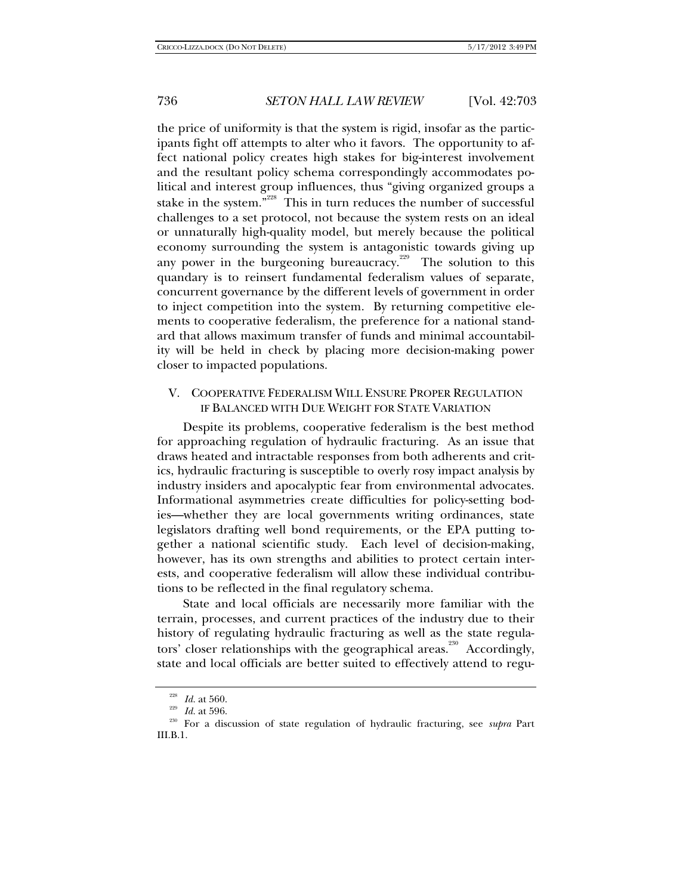the price of uniformity is that the system is rigid, insofar as the participants fight off attempts to alter who it favors. The opportunity to affect national policy creates high stakes for big-interest involvement and the resultant policy schema correspondingly accommodates political and interest group influences, thus "giving organized groups a stake in the system."[228] This in turn reduces the number of successful challenges to a set protocol, not because the system rests on an ideal or unnaturally high-quality model, but merely because the political economy surrounding the system is antagonistic towards giving up any power in the burgeoning bureaucracy.[229] The solution to this quandary is to reinsert fundamental federalism values of separate, concurrent governance by the different levels of government in order to inject competition into the system. By returning competitive elements to cooperative federalism, the preference for a national standard that allows maximum transfer of funds and minimal accountability will be held in check by placing more decision-making power closer to impacted populations.

## V. Cooperative Federalism Will Ensure Proper Regulation if Balanced with Due Weight for State Variation

Despite its problems, cooperative federalism is the best method for approaching regulation of hydraulic fracturing. As an issue that draws heated and intractable responses from both adherents and critics, hydraulic fracturing is susceptible to overly rosy impact analysis by industry insiders and apocalyptic fear from environmental advocates. Informational asymmetries create difficulties for policy-setting bodies—whether they are local governments writing ordinances, state legislators drafting well bond requirements, or the EPA putting together a national scientific study. Each level of decision-making, however, has its own strengths and abilities to protect certain interests, and cooperative federalism will allow these individual contributions to be reflected in the final regulatory schema.

State and local officials are necessarily more familiar with the terrain, processes, and current practices of the industry due to their history of regulating hydraulic fracturing as well as the state regulators' closer relationships with the geographical areas.[230] Accordingly, state and local officials are better suited to effectively attend to regu-

---

[228] *Id.* at 560.

[229] *Id.* at 596.

[230] For a discussion of state regulation of hydraulic fracturing, see *supra* Part III.B.1.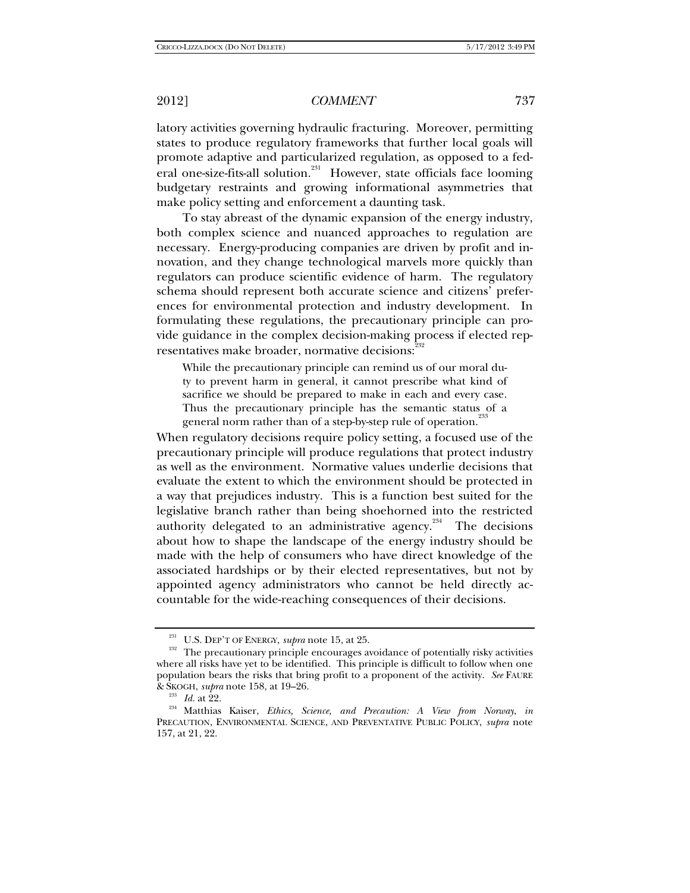latory activities governing hydraulic fracturing. Moreover, permitting states to produce regulatory frameworks that further local goals will promote adaptive and particularized regulation, as opposed to a federal one-size-fits-all solution.[231] However, state officials face looming budgetary restraints and growing informational asymmetries that make policy setting and enforcement a daunting task.

To stay abreast of the dynamic expansion of the energy industry, both complex science and nuanced approaches to regulation are necessary. Energy-producing companies are driven by profit and innovation, and they change technological marvels more quickly than regulators can produce scientific evidence of harm. The regulatory schema should represent both accurate science and citizens' preferences for environmental protection and industry development. In formulating these regulations, the precautionary principle can provide guidance in the complex decision-making process if elected representatives make broader, normative decisions:[232]

> While the precautionary principle can remind us of our moral duty to prevent harm in general, it cannot prescribe what kind of sacrifice we should be prepared to make in each and every case. Thus the precautionary principle has the semantic status of a general norm rather than of a step-by-step rule of operation.[233]

When regulatory decisions require policy setting, a focused use of the precautionary principle will produce regulations that protect industry as well as the environment. Normative values underlie decisions that evaluate the extent to which the environment should be protected in a way that prejudices industry. This is a function best suited for the legislative branch rather than being shoehorned into the restricted authority delegated to an administrative agency.[234] The decisions about how to shape the landscape of the energy industry should be made with the help of consumers who have direct knowledge of the associated hardships or by their elected representatives, but not by appointed agency administrators who cannot be held directly accountable for the wide-reaching consequences of their decisions.

---

[231] U.S. DEP'T OF ENERGY, *supra* note 15, at 25.

[232] The precautionary principle encourages avoidance of potentially risky activities where all risks have yet to be identified. This principle is difficult to follow when one population bears the risks that bring profit to a proponent of the activity. *See* FAURE & SKOGH, *supra* note 158, at 19–26.

[233] *Id.* at 22.

[234] Matthias Kaiser, *Ethics, Science, and Precaution: A View from Norway*, *in* PRECAUTION, ENVIRONMENTAL SCIENCE, AND PREVENTATIVE PUBLIC POLICY, *supra* note 157, at 21, 22.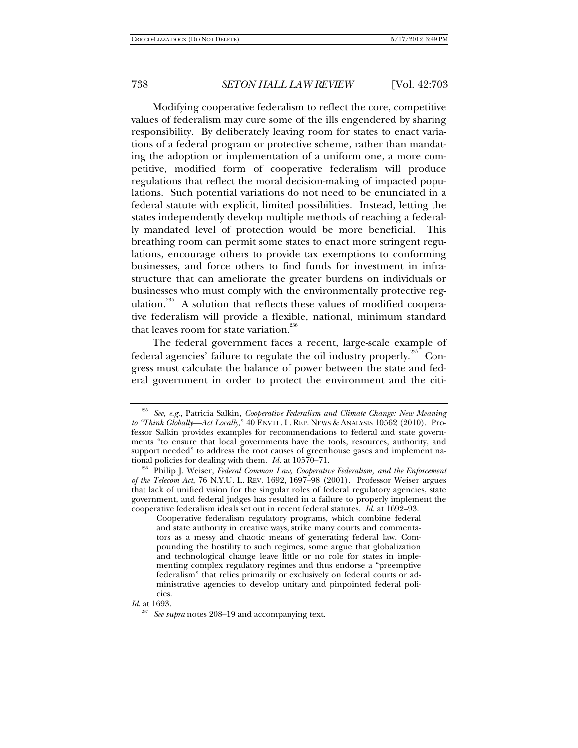Modifying cooperative federalism to reflect the core, competitive values of federalism may cure some of the ills engendered by sharing responsibility. By deliberately leaving room for states to enact variations of a federal program or protective scheme, rather than mandating the adoption or implementation of a uniform one, a more competitive, modified form of cooperative federalism will produce regulations that reflect the moral decision-making of impacted populations. Such potential variations do not need to be enunciated in a federal statute with explicit, limited possibilities. Instead, letting the states independently develop multiple methods of reaching a federally mandated level of protection would be more beneficial. This breathing room can permit some states to enact more stringent regulations, encourage others to provide tax exemptions to conforming businesses, and force others to find funds for investment in infrastructure that can ameliorate the greater burdens on individuals or businesses who must comply with the environmentally protective regulation.[235] A solution that reflects these values of modified cooperative federalism will provide a flexible, national, minimum standard that leaves room for state variation.[236]

The federal government faces a recent, large-scale example of federal agencies' failure to regulate the oil industry properly.[237] Congress must calculate the balance of power between the state and federal government in order to protect the environment and the citi-

---

[235] *See, e.g.*, Patricia Salkin, *Cooperative Federalism and Climate Change: New Meaning to "Think Globally—Act Locally*," 40 ENVTL. L. REP. NEWS & ANALYSIS 10562 (2010). Professor Salkin provides examples for recommendations to federal and state governments "to ensure that local governments have the tools, resources, authority, and support needed" to address the root causes of greenhouse gases and implement national policies for dealing with them. *Id.* at 10570–71.

[236] Philip J. Weiser, *Federal Common Law, Cooperative Federalism, and the Enforcement of the Telecom Act*, 76 N.Y.U. L. REV. 1692, 1697–98 (2001). Professor Weiser argues that lack of unified vision for the singular roles of federal regulatory agencies, state government, and federal judges has resulted in a failure to properly implement the cooperative federalism ideals set out in recent federal statutes. *Id.* at 1692–93.

> Cooperative federalism regulatory programs, which combine federal and state authority in creative ways, strike many courts and commentators as a messy and chaotic means of generating federal law. Compounding the hostility to such regimes, some argue that globalization and technological change leave little or no role for states in implementing complex regulatory regimes and thus endorse a "preemptive federalism" that relies primarily or exclusively on federal courts or administrative agencies to develop unitary and pinpointed federal policies.

*Id.* at 1693.

[237] *See supra* notes 208–19 and accompanying text.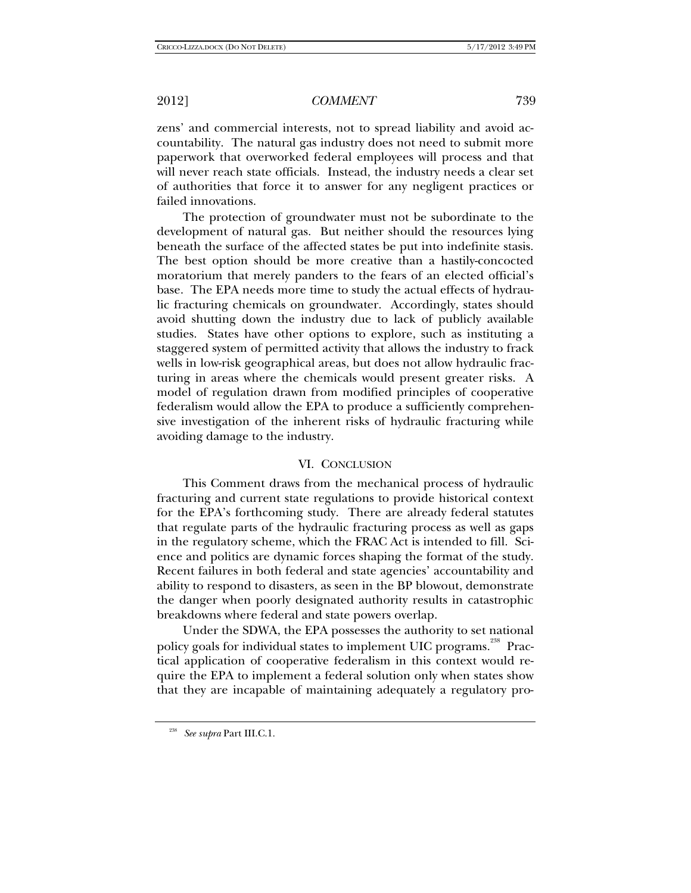zens' and commercial interests, not to spread liability and avoid accountability. The natural gas industry does not need to submit more paperwork that overworked federal employees will process and that will never reach state officials. Instead, the industry needs a clear set of authorities that force it to answer for any negligent practices or failed innovations.

The protection of groundwater must not be subordinate to the development of natural gas. But neither should the resources lying beneath the surface of the affected states be put into indefinite stasis. The best option should be more creative than a hastily-concocted moratorium that merely panders to the fears of an elected official's base. The EPA needs more time to study the actual effects of hydraulic fracturing chemicals on groundwater. Accordingly, states should avoid shutting down the industry due to lack of publicly available studies. States have other options to explore, such as instituting a staggered system of permitted activity that allows the industry to frack wells in low-risk geographical areas, but does not allow hydraulic fracturing in areas where the chemicals would present greater risks. A model of regulation drawn from modified principles of cooperative federalism would allow the EPA to produce a sufficiently comprehensive investigation of the inherent risks of hydraulic fracturing while avoiding damage to the industry.

## VI. CONCLUSION

This Comment draws from the mechanical process of hydraulic fracturing and current state regulations to provide historical context for the EPA's forthcoming study. There are already federal statutes that regulate parts of the hydraulic fracturing process as well as gaps in the regulatory scheme, which the FRAC Act is intended to fill. Science and politics are dynamic forces shaping the format of the study. Recent failures in both federal and state agencies' accountability and ability to respond to disasters, as seen in the BP blowout, demonstrate the danger when poorly designated authority results in catastrophic breakdowns where federal and state powers overlap.

Under the SDWA, the EPA possesses the authority to set national policy goals for individual states to implement UIC programs.[238] Practical application of cooperative federalism in this context would require the EPA to implement a federal solution only when states show that they are incapable of maintaining adequately a regulatory pro-

---

[238] *See supra* Part III.C.1.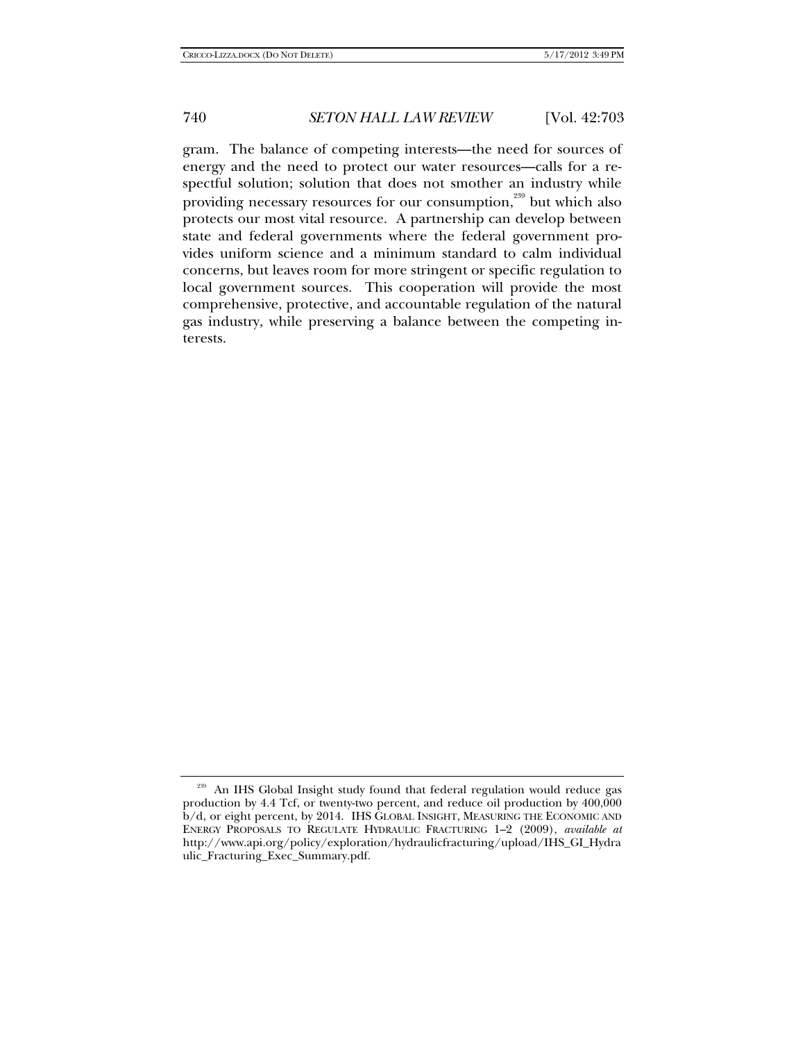gram. The balance of competing interests—the need for sources of energy and the need to protect our water resources—calls for a respectful solution; solution that does not smother an industry while providing necessary resources for our consumption,[239] but which also protects our most vital resource. A partnership can develop between state and federal governments where the federal government provides uniform science and a minimum standard to calm individual concerns, but leaves room for more stringent or specific regulation to local government sources. This cooperation will provide the most comprehensive, protective, and accountable regulation of the natural gas industry, while preserving a balance between the competing interests.

---

[239] An IHS Global Insight study found that federal regulation would reduce gas production by 4.4 Tcf, or twenty-two percent, and reduce oil production by 400,000 b/d, or eight percent, by 2014. IHS GLOBAL INSIGHT, MEASURING THE ECONOMIC AND ENERGY PROPOSALS TO REGULATE HYDRAULIC FRACTURING 1–2 (2009), *available at* http://www.api.org/policy/exploration/hydraulicfracturing/upload/IHS_GI_Hydraulic_Fracturing_Exec_Summary.pdf.